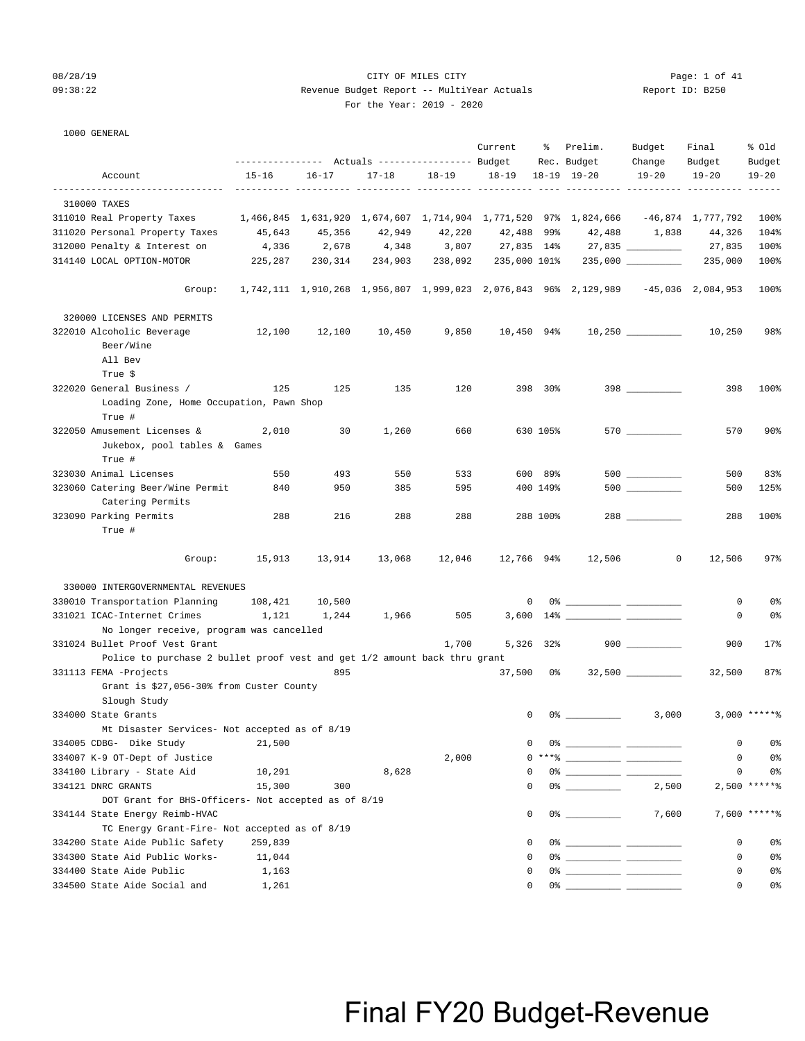CITY OF MILES CITY

Revenue Budget Report -- MultiYear Actuals

For the Year: 2019 - 2020

08/28/19 09:38:22 — Report ID: B250

## 1000 GENERAL

| Account | Actuals 15-16 | Actuals 16-17 | Actuals 17-18 | Actuals 18-19 | Current Budget 18-19 | % Rec. 18-19 | Prelim. Budget 19-20 | Budget Change 19-20 | Final Budget 19-20 | % Old Budget 19-20 |
|---|---|---|---|---|---|---|---|---|---|---|
| **310000 TAXES** | | | | | | | | | | |
| 311010 Real Property Taxes | 1,466,845 | 1,631,920 | 1,674,607 | 1,714,904 | 1,771,520 | 97% | 1,824,666 | -46,874 | 1,777,792 | 100% |
| 311020 Personal Property Taxes | 45,643 | 45,356 | 42,949 | 42,220 | 42,488 | 99% | 42,488 | 1,838 | 44,326 | 104% |
| 312000 Penalty & Interest on | 4,336 | 2,678 | 4,348 | 3,807 | 27,835 | 14% | 27,835 | __________ | 27,835 | 100% |
| 314140 LOCAL OPTION-MOTOR | 225,287 | 230,314 | 234,903 | 238,092 | 235,000 | 101% | 235,000 | __________ | 235,000 | 100% |
| Group: | 1,742,111 | 1,910,268 | 1,956,807 | 1,999,023 | 2,076,843 | 96% | 2,129,989 | -45,036 | 2,084,953 | 100% |
| **320000 LICENSES AND PERMITS** | | | | | | | | | | |
| 322010 Alcoholic Beverage<br>Beer/Wine<br>All Bev<br>True $ | 12,100 | 12,100 | 10,450 | 9,850 | 10,450 | 94% | 10,250 | __________ | 10,250 | 98% |
| 322020 General Business /<br>Loading Zone, Home Occupation, Pawn Shop<br>True # | 125 | 125 | 135 | 120 | 398 | 30% | 398 | __________ | 398 | 100% |
| 322050 Amusement Licenses &<br>Jukebox, pool tables & Games<br>True # | 2,010 | 30 | 1,260 | 660 | 630 | 105% | 570 | __________ | 570 | 90% |
| 323030 Animal Licenses | 550 | 493 | 550 | 533 | 600 | 89% | 500 | __________ | 500 | 83% |
| 323060 Catering Beer/Wine Permit<br>Catering Permits | 840 | 950 | 385 | 595 | 400 | 149% | 500 | __________ | 500 | 125% |
| 323090 Parking Permits<br>True # | 288 | 216 | 288 | 288 | 288 | 100% | 288 | __________ | 288 | 100% |
| Group: | 15,913 | 13,914 | 13,068 | 12,046 | 12,766 | 94% | 12,506 | 0 | 12,506 | 97% |
| **330000 INTERGOVERNMENTAL REVENUES** | | | | | | | | | | |
| 330010 Transportation Planning | 108,421 | 10,500 | | | 0 | 0% | __________ | __________ | 0 | 0% |
| 331021 ICAC-Internet Crimes<br>No longer receive, program was cancelled | 1,121 | 1,244 | 1,966 | 505 | 3,600 | 14% | __________ | __________ | 0 | 0% |
| 331024 Bullet Proof Vest Grant<br>Police to purchase 2 bullet proof vest and get 1/2 amount back thru grant | | | | 1,700 | 5,326 | 32% | 900 | __________ | 900 | 17% |
| 331113 FEMA -Projects<br>Grant is $27,056-30% from Custer County<br>Slough Study | | 895 | | | 37,500 | 0% | 32,500 | __________ | 32,500 | 87% |
| 334000 State Grants<br>Mt Disaster Services- Not accepted as of 8/19 | | | | | 0 | 0% | __________ | 3,000 | 3,000 | *****% |
| 334005 CDBG- Dike Study | 21,500 | | | | 0 | 0% | __________ | __________ | 0 | 0% |
| 334007 K-9 OT-Dept of Justice | | | | 2,000 | 0 | ***% | __________ | __________ | 0 | 0% |
| 334100 Library - State Aid | 10,291 | | 8,628 | | 0 | 0% | __________ | __________ | 0 | 0% |
| 334121 DNRC GRANTS<br>DOT Grant for BHS-Officers- Not accepted as of 8/19 | 15,300 | 300 | | | 0 | 0% | __________ | 2,500 | 2,500 | *****% |
| 334144 State Energy Reimb-HVAC<br>TC Energy Grant-Fire- Not accepted as of 8/19 | | | | | 0 | 0% | __________ | 7,600 | 7,600 | *****% |
| 334200 State Aide Public Safety | 259,839 | | | | 0 | 0% | __________ | __________ | 0 | 0% |
| 334300 State Aid Public Works- | 11,044 | | | | 0 | 0% | __________ | __________ | 0 | 0% |
| 334400 State Aide Public | 1,163 | | | | 0 | 0% | __________ | __________ | 0 | 0% |
| 334500 State Aide Social and | 1,261 | | | | 0 | 0% | __________ | __________ | 0 | 0% |

Final FY20 Budget-Revenue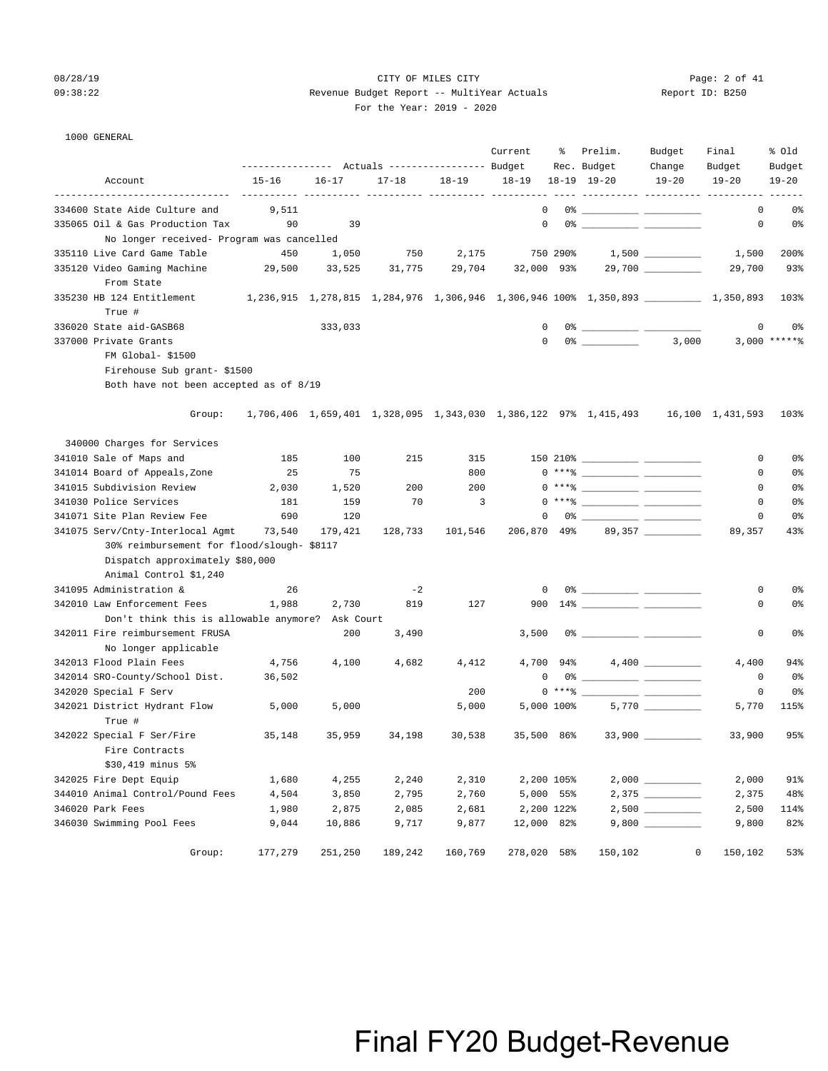CITY OF MILES CITY

Revenue Budget Report -- MultiYear Actuals

For the Year: 2019 - 2020

08/28/19 09:38:22 — Report ID: B250

1000 GENERAL

| Account | Actuals 15-16 | Actuals 16-17 | Actuals 17-18 | Actuals 18-19 | Current Budget 18-19 | % Rec. 18-19 | Prelim. Budget 19-20 | Budget Change 19-20 | Final Budget 19-20 | % Old Budget 19-20 |
|---|---|---|---|---|---|---|---|---|---|---|
| 334600 State Aide Culture and | 9,511 | | | | 0 | 0% | | | 0 | 0% |
| 335065 Oil & Gas Production Tax | 90 | 39 | | | 0 | 0% | | | 0 | 0% |
| No longer received- Program was cancelled | | | | | | | | | | |
| 335110 Live Card Game Table | 450 | 1,050 | 750 | 2,175 | 750 | 290% | 1,500 | | 1,500 | 200% |
| 335120 Video Gaming Machine | 29,500 | 33,525 | 31,775 | 29,704 | 32,000 | 93% | 29,700 | | 29,700 | 93% |
| From State | | | | | | | | | | |
| 335230 HB 124 Entitlement | 1,236,915 | 1,278,815 | 1,284,976 | 1,306,946 | 1,306,946 | 100% | 1,350,893 | | 1,350,893 | 103% |
| True # | | | | | | | | | | |
| 336020 State aid-GASB68 | | 333,033 | | | 0 | 0% | | | 0 | 0% |
| 337000 Private Grants | | | | | 0 | 0% | | 3,000 | 3,000 | *****% |
| FM Global- $1500 | | | | | | | | | | |
| Firehouse Sub grant- $1500 | | | | | | | | | | |
| Both have not been accepted as of 8/19 | | | | | | | | | | |
| Group: | 1,706,406 | 1,659,401 | 1,328,095 | 1,343,030 | 1,386,122 | 97% | 1,415,493 | 16,100 | 1,431,593 | 103% |
| **340000 Charges for Services** | | | | | | | | | | |
| 341010 Sale of Maps and | 185 | 100 | 215 | 315 | 150 | 210% | | | 0 | 0% |
| 341014 Board of Appeals,Zone | 25 | 75 | | 800 | 0 | ***% | | | 0 | 0% |
| 341015 Subdivision Review | 2,030 | 1,520 | 200 | 200 | 0 | ***% | | | 0 | 0% |
| 341030 Police Services | 181 | 159 | 70 | 3 | 0 | ***% | | | 0 | 0% |
| 341071 Site Plan Review Fee | 690 | 120 | | | 0 | 0% | | | 0 | 0% |
| 341075 Serv/Cnty-Interlocal Agmt | 73,540 | 179,421 | 128,733 | 101,546 | 206,870 | 49% | 89,357 | | 89,357 | 43% |
| 30% reimbursement for flood/slough- $8117 | | | | | | | | | | |
| Dispatch approximately $80,000 | | | | | | | | | | |
| Animal Control $1,240 | | | | | | | | | | |
| 341095 Administration & | 26 | | -2 | | 0 | 0% | | | 0 | 0% |
| 342010 Law Enforcement Fees | 1,988 | 2,730 | 819 | 127 | 900 | 14% | | | 0 | 0% |
| Don't think this is allowable anymore? Ask Court | | | | | | | | | | |
| 342011 Fire reimbursement FRUSA | | 200 | 3,490 | | 3,500 | 0% | | | 0 | 0% |
| No longer applicable | | | | | | | | | | |
| 342013 Flood Plain Fees | 4,756 | 4,100 | 4,682 | 4,412 | 4,700 | 94% | 4,400 | | 4,400 | 94% |
| 342014 SRO-County/School Dist. | 36,502 | | | | 0 | 0% | | | 0 | 0% |
| 342020 Special F Serv | | | | 200 | 0 | ***% | | | 0 | 0% |
| 342021 District Hydrant Flow | 5,000 | 5,000 | | 5,000 | 5,000 | 100% | 5,770 | | 5,770 | 115% |
| True # | | | | | | | | | | |
| 342022 Special F Ser/Fire | 35,148 | 35,959 | 34,198 | 30,538 | 35,500 | 86% | 33,900 | | 33,900 | 95% |
| Fire Contracts | | | | | | | | | | |
| $30,419 minus 5% | | | | | | | | | | |
| 342025 Fire Dept Equip | 1,680 | 4,255 | 2,240 | 2,310 | 2,200 | 105% | 2,000 | | 2,000 | 91% |
| 344010 Animal Control/Pound Fees | 4,504 | 3,850 | 2,795 | 2,760 | 5,000 | 55% | 2,375 | | 2,375 | 48% |
| 346020 Park Fees | 1,980 | 2,875 | 2,085 | 2,681 | 2,200 | 122% | 2,500 | | 2,500 | 114% |
| 346030 Swimming Pool Fees | 9,044 | 10,886 | 9,717 | 9,877 | 12,000 | 82% | 9,800 | | 9,800 | 82% |
| Group: | 177,279 | 251,250 | 189,242 | 160,769 | 278,020 | 58% | 150,102 | 0 | 150,102 | 53% |

Final FY20 Budget-Revenue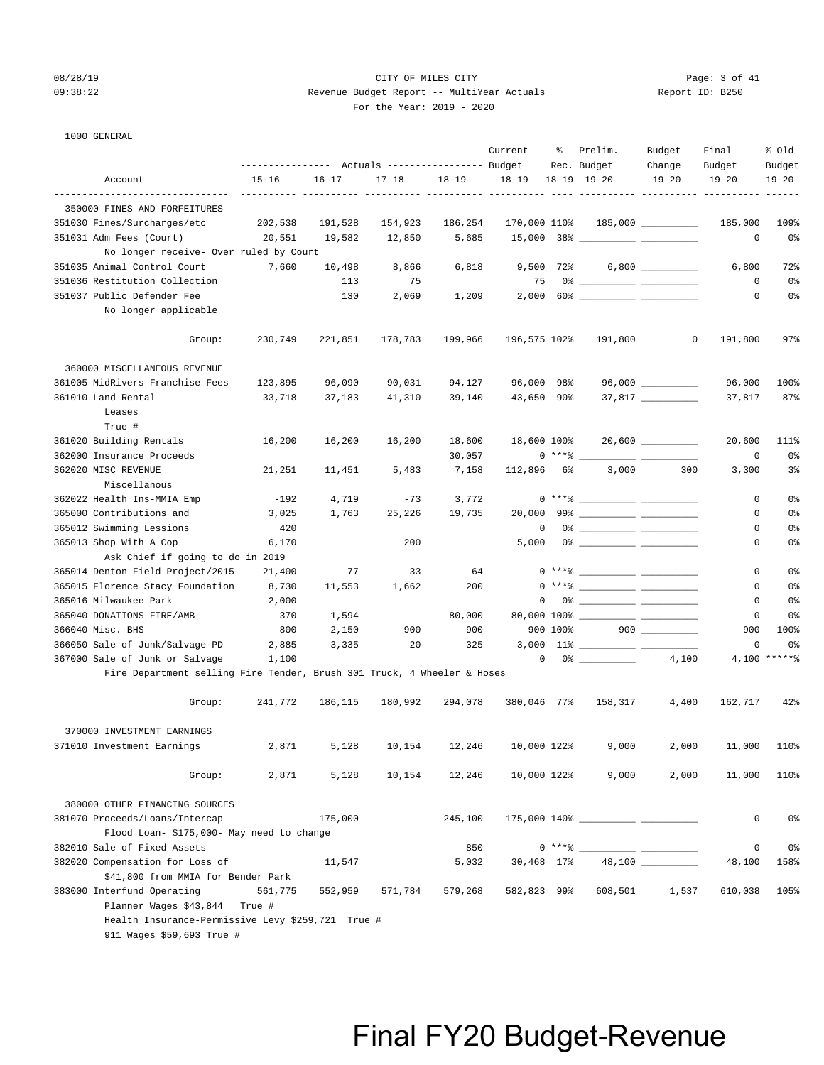CITY OF MILES CITY

Revenue Budget Report -- MultiYear Actuals

For the Year: 2019 - 2020

1000 GENERAL

| Account | Actuals 15-16 | Actuals 16-17 | Actuals 17-18 | Actuals 18-19 | Current Budget 18-19 | % Rec. 18-19 | Prelim. Budget 19-20 | Budget Change 19-20 | Final Budget 19-20 | % Old Budget 19-20 |
|---|---|---|---|---|---|---|---|---|---|---|
| **350000 FINES AND FORFEITURES** | | | | | | | | | | |
| 351030 Fines/Surcharges/etc | 202,538 | 191,528 | 154,923 | 186,254 | 170,000 | 110% | 185,000 | | 185,000 | 109% |
| 351031 Adm Fees (Court) | 20,551 | 19,582 | 12,850 | 5,685 | 15,000 | 38% | | | 0 | 0% |
| No longer receive- Over ruled by Court | | | | | | | | | | |
| 351035 Animal Control Court | 7,660 | 10,498 | 8,866 | 6,818 | 9,500 | 72% | 6,800 | | 6,800 | 72% |
| 351036 Restitution Collection | | 113 | 75 | | 75 | 0% | | | 0 | 0% |
| 351037 Public Defender Fee | | 130 | 2,069 | 1,209 | 2,000 | 60% | | | 0 | 0% |
| No longer applicable | | | | | | | | | | |
| Group: | 230,749 | 221,851 | 178,783 | 199,966 | 196,575 | 102% | 191,800 | 0 | 191,800 | 97% |
| **360000 MISCELLANEOUS REVENUE** | | | | | | | | | | |
| 361005 MidRivers Franchise Fees | 123,895 | 96,090 | 90,031 | 94,127 | 96,000 | 98% | 96,000 | | 96,000 | 100% |
| 361010 Land Rental | 33,718 | 37,183 | 41,310 | 39,140 | 43,650 | 90% | 37,817 | | 37,817 | 87% |
| Leases True # | | | | | | | | | | |
| 361020 Building Rentals | 16,200 | 16,200 | 16,200 | 18,600 | 18,600 | 100% | 20,600 | | 20,600 | 111% |
| 362000 Insurance Proceeds | | | | 30,057 | 0 | ***% | | | 0 | 0% |
| 362020 MISC REVENUE | 21,251 | 11,451 | 5,483 | 7,158 | 112,896 | 6% | 3,000 | 300 | 3,300 | 3% |
| Miscellanous | | | | | | | | | | |
| 362022 Health Ins-MMIA Emp | -192 | 4,719 | -73 | 3,772 | 0 | ***% | | | 0 | 0% |
| 365000 Contributions and | 3,025 | 1,763 | 25,226 | 19,735 | 20,000 | 99% | | | 0 | 0% |
| 365012 Swimming Lessions | 420 | | | | 0 | 0% | | | 0 | 0% |
| 365013 Shop With A Cop | 6,170 | | 200 | | 5,000 | 0% | | | 0 | 0% |
| Ask Chief if going to do in 2019 | | | | | | | | | | |
| 365014 Denton Field Project/2015 | 21,400 | 77 | 33 | 64 | 0 | ***% | | | 0 | 0% |
| 365015 Florence Stacy Foundation | 8,730 | 11,553 | 1,662 | 200 | 0 | ***% | | | 0 | 0% |
| 365016 Milwaukee Park | 2,000 | | | | 0 | 0% | | | 0 | 0% |
| 365040 DONATIONS-FIRE/AMB | 370 | 1,594 | | 80,000 | 80,000 | 100% | | | 0 | 0% |
| 366040 Misc.-BHS | 800 | 2,150 | 900 | 900 | 900 | 100% | 900 | | 900 | 100% |
| 366050 Sale of Junk/Salvage-PD | 2,885 | 3,335 | 20 | 325 | 3,000 | 11% | | | 0 | 0% |
| 367000 Sale of Junk or Salvage | 1,100 | | | | 0 | 0% | | 4,100 | 4,100 | *****% |
| Fire Department selling Fire Tender, Brush 301 Truck, 4 Wheeler & Hoses | | | | | | | | | | |
| Group: | 241,772 | 186,115 | 180,992 | 294,078 | 380,046 | 77% | 158,317 | 4,400 | 162,717 | 42% |
| **370000 INVESTMENT EARNINGS** | | | | | | | | | | |
| 371010 Investment Earnings | 2,871 | 5,128 | 10,154 | 12,246 | 10,000 | 122% | 9,000 | 2,000 | 11,000 | 110% |
| Group: | 2,871 | 5,128 | 10,154 | 12,246 | 10,000 | 122% | 9,000 | 2,000 | 11,000 | 110% |
| **380000 OTHER FINANCING SOURCES** | | | | | | | | | | |
| 381070 Proceeds/Loans/Intercap | | 175,000 | | 245,100 | 175,000 | 140% | | | 0 | 0% |
| Flood Loan- $175,000- May need to change | | | | | | | | | | |
| 382010 Sale of Fixed Assets | | | | 850 | 0 | ***% | | | 0 | 0% |
| 382020 Compensation for Loss of | | 11,547 | | 5,032 | 30,468 | 17% | 48,100 | | 48,100 | 158% |
| $41,800 from MMIA for Bender Park | | | | | | | | | | |
| 383000 Interfund Operating | 561,775 | 552,959 | 571,784 | 579,268 | 582,823 | 99% | 608,501 | 1,537 | 610,038 | 105% |
| Planner Wages $43,844 True # | | | | | | | | | | |
| Health Insurance-Permissive Levy $259,721 True # | | | | | | | | | | |
| 911 Wages $59,693 True # | | | | | | | | | | |

Final FY20 Budget-Revenue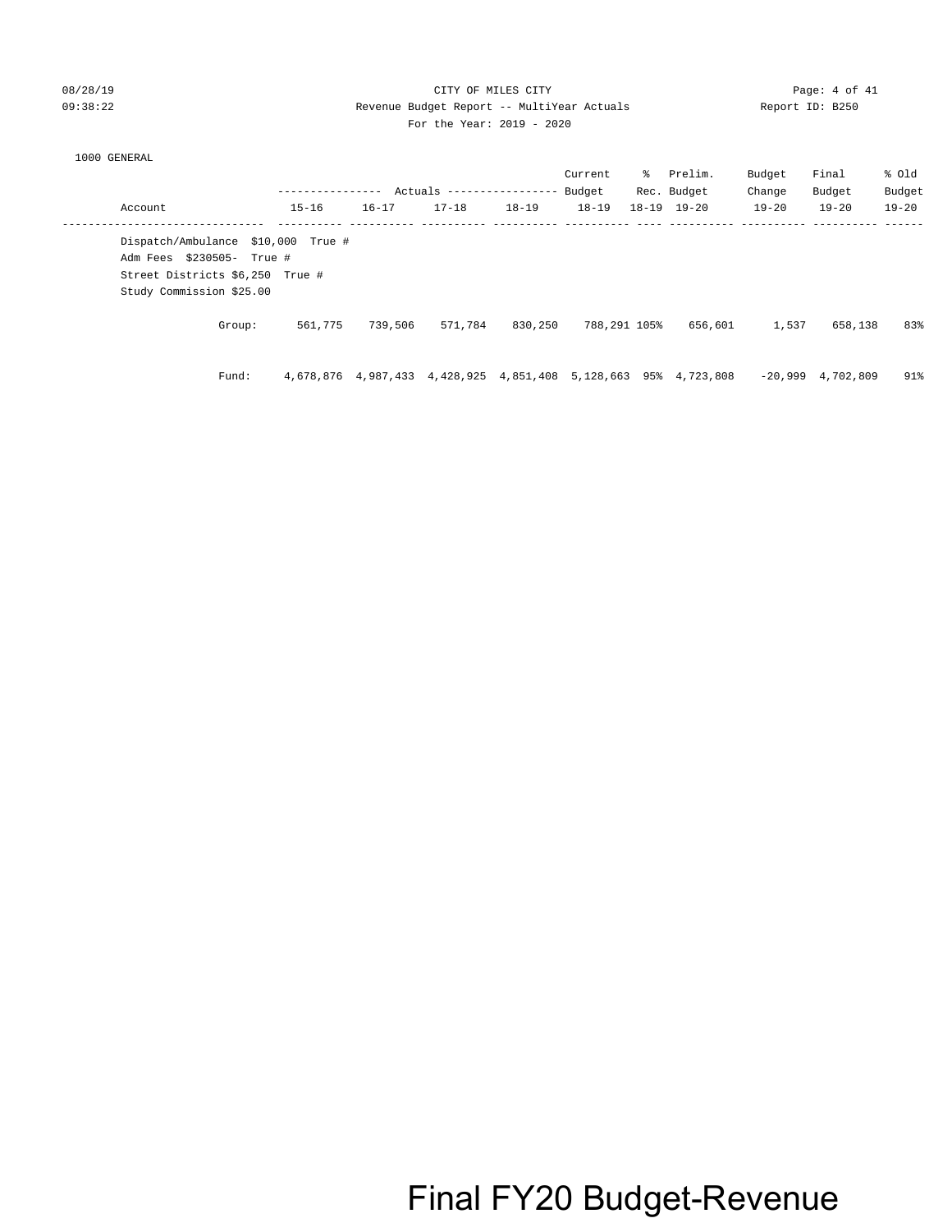CITY OF MILES CITY

Revenue Budget Report -- MultiYear Actuals

For the Year: 2019 - 2020

1000 GENERAL

| Account | Actuals 15-16 | Actuals 16-17 | Actuals 17-18 | Actuals 18-19 | Current Budget 18-19 | % Rec. 18-19 | Prelim. Budget 19-20 | Budget Change 19-20 | Final Budget 19-20 | % Old Budget 19-20 |
|---|---|---|---|---|---|---|---|---|---|---|
| Dispatch/Ambulance $10,000 True # | | | | | | | | | | |
| Adm Fees $230505- True # | | | | | | | | | | |
| Street Districts $6,250 True # | | | | | | | | | | |
| Study Commission $25.00 | | | | | | | | | | |
| Group: | 561,775 | 739,506 | 571,784 | 830,250 | 788,291 | 105% | 656,601 | 1,537 | 658,138 | 83% |
| Fund: | 4,678,876 | 4,987,433 | 4,428,925 | 4,851,408 | 5,128,663 | 95% | 4,723,808 | -20,999 | 4,702,809 | 91% |

Final FY20 Budget-Revenue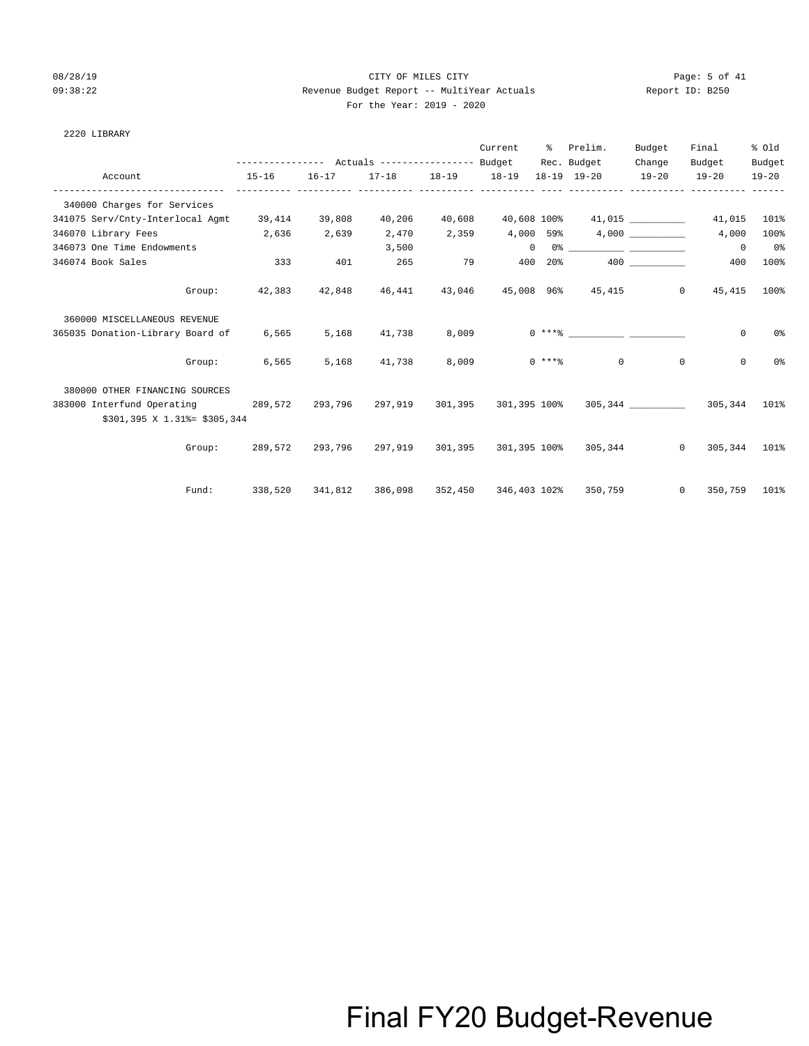CITY OF MILES CITY

Revenue Budget Report -- MultiYear Actuals

For the Year: 2019 - 2020

2220 LIBRARY

| Account | Actuals 15-16 | Actuals 16-17 | Actuals 17-18 | Actuals 18-19 | Current Budget 18-19 | % Rec. 18-19 | Prelim. Budget 19-20 | Budget Change 19-20 | Final Budget 19-20 | % Old Budget 19-20 |
|---|---|---|---|---|---|---|---|---|---|---|
| 340000 Charges for Services | | | | | | | | | | |
| 341075 Serv/Cnty-Interlocal Agmt | 39,414 | 39,808 | 40,206 | 40,608 | 40,608 | 100% | 41,015 | ___________ | 41,015 | 101% |
| 346070 Library Fees | 2,636 | 2,639 | 2,470 | 2,359 | 4,000 | 59% | 4,000 | ___________ | 4,000 | 100% |
| 346073 One Time Endowments | | | 3,500 | | 0 | 0% | ___________ | ___________ | 0 | 0% |
| 346074 Book Sales | 333 | 401 | 265 | 79 | 400 | 20% | 400 | ___________ | 400 | 100% |
| Group: | 42,383 | 42,848 | 46,441 | 43,046 | 45,008 | 96% | 45,415 | 0 | 45,415 | 100% |
| 360000 MISCELLANEOUS REVENUE | | | | | | | | | | |
| 365035 Donation-Library Board of | 6,565 | 5,168 | 41,738 | 8,009 | 0 | ***% | ___________ | ___________ | 0 | 0% |
| Group: | 6,565 | 5,168 | 41,738 | 8,009 | 0 | ***% | 0 | 0 | 0 | 0% |
| 380000 OTHER FINANCING SOURCES | | | | | | | | | | |
| 383000 Interfund Operating | 289,572 | 293,796 | 297,919 | 301,395 | 301,395 | 100% | 305,344 | ___________ | 305,344 | 101% |
| $301,395 X 1.31%= $305,344 | | | | | | | | | | |
| Group: | 289,572 | 293,796 | 297,919 | 301,395 | 301,395 | 100% | 305,344 | 0 | 305,344 | 101% |
| Fund: | 338,520 | 341,812 | 386,098 | 352,450 | 346,403 | 102% | 350,759 | 0 | 350,759 | 101% |

Final FY20 Budget-Revenue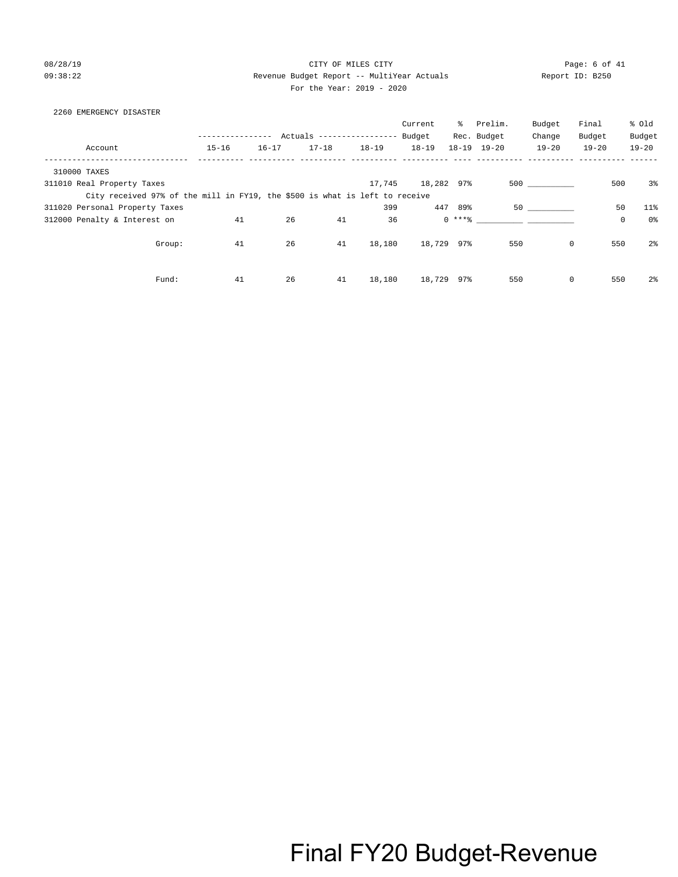## 2260 EMERGENCY DISASTER

| Account | Actuals 15-16 | Actuals 16-17 | Actuals 17-18 | Actuals 18-19 | Current Budget 18-19 | % Rec. 18-19 | Prelim. Budget 19-20 | Budget Change 19-20 | Final Budget 19-20 | % Old Budget 19-20 |
|---|---|---|---|---|---|---|---|---|---|---|
| 310000 TAXES | | | | | | | | | | |
| 311010 Real Property Taxes | | | | 17,745 | 18,282 | 97% | 500 | __________ | 500 | 3% |
| City received 97% of the mill in FY19, the $500 is what is left to receive | | | | | | | | | | |
| 311020 Personal Property Taxes | | | | 399 | 447 | 89% | 50 | __________ | 50 | 11% |
| 312000 Penalty & Interest on | 41 | 26 | 41 | 36 | 0 | ***% | __________ | __________ | 0 | 0% |
| Group: | 41 | 26 | 41 | 18,180 | 18,729 | 97% | 550 | 0 | 550 | 2% |
| Fund: | 41 | 26 | 41 | 18,180 | 18,729 | 97% | 550 | 0 | 550 | 2% |

Final FY20 Budget-Revenue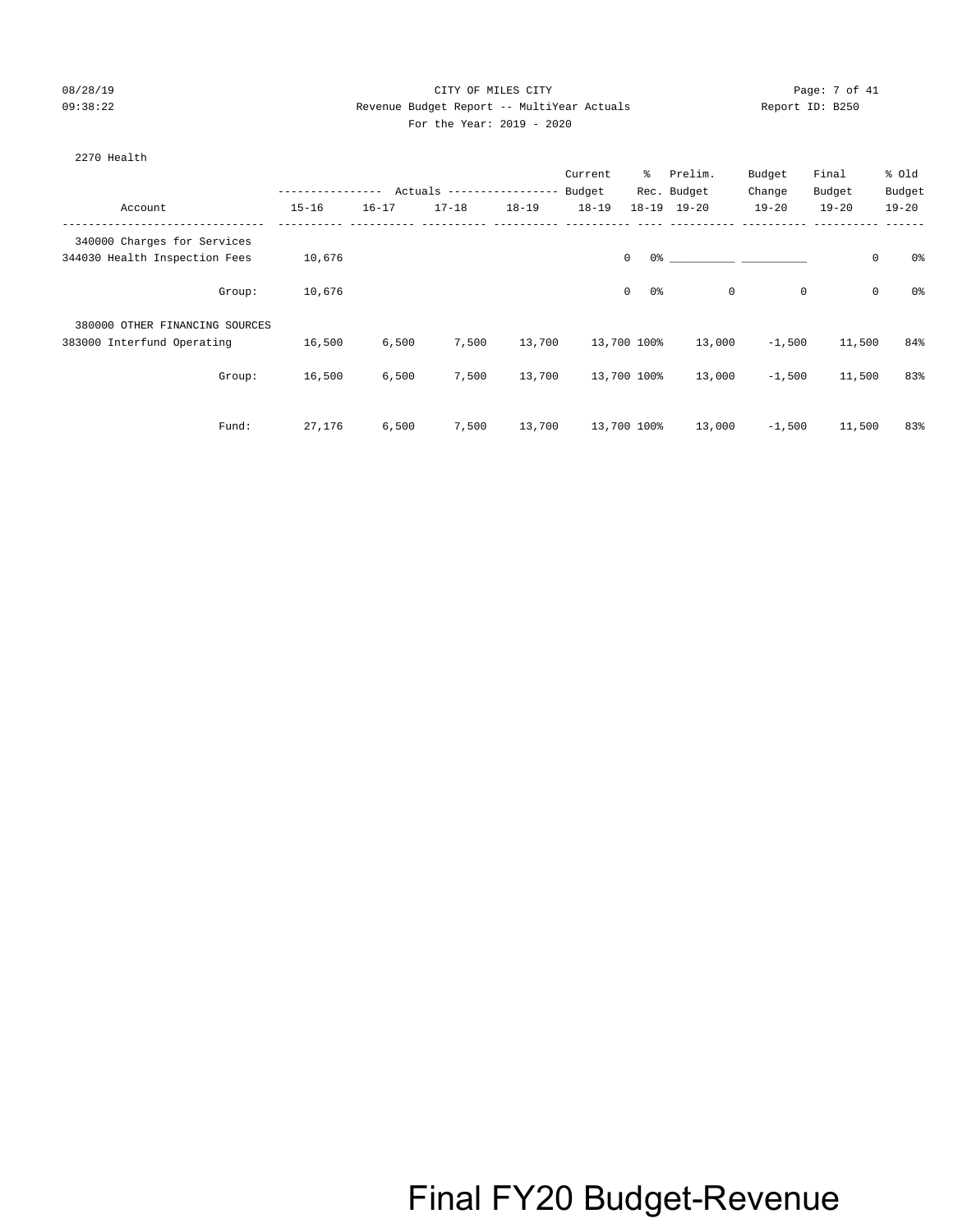CITY OF MILES CITY

Revenue Budget Report -- MultiYear Actuals

Report ID: B250

For the Year: 2019 - 2020

08/28/19
09:38:22

## 2270 Health

| Account | Actuals 15-16 | Actuals 16-17 | Actuals 17-18 | Actuals 18-19 | Current Budget 18-19 | % Rec. 18-19 | Prelim. Budget 19-20 | Budget Change 19-20 | Final Budget 19-20 | % Old Budget 19-20 |
|---|---|---|---|---|---|---|---|---|---|---|
| 340000 Charges for Services | | | | | | | | | | |
| 344030 Health Inspection Fees | 10,676 | | | | 0 | 0% | __________ | __________ | 0 | 0% |
| Group: | 10,676 | | | | 0 | 0% | 0 | 0 | 0 | 0% |
| 380000 OTHER FINANCING SOURCES | | | | | | | | | | |
| 383000 Interfund Operating | 16,500 | 6,500 | 7,500 | 13,700 | 13,700 | 100% | 13,000 | -1,500 | 11,500 | 84% |
| Group: | 16,500 | 6,500 | 7,500 | 13,700 | 13,700 | 100% | 13,000 | -1,500 | 11,500 | 83% |
| Fund: | 27,176 | 6,500 | 7,500 | 13,700 | 13,700 | 100% | 13,000 | -1,500 | 11,500 | 83% |

Final FY20 Budget-Revenue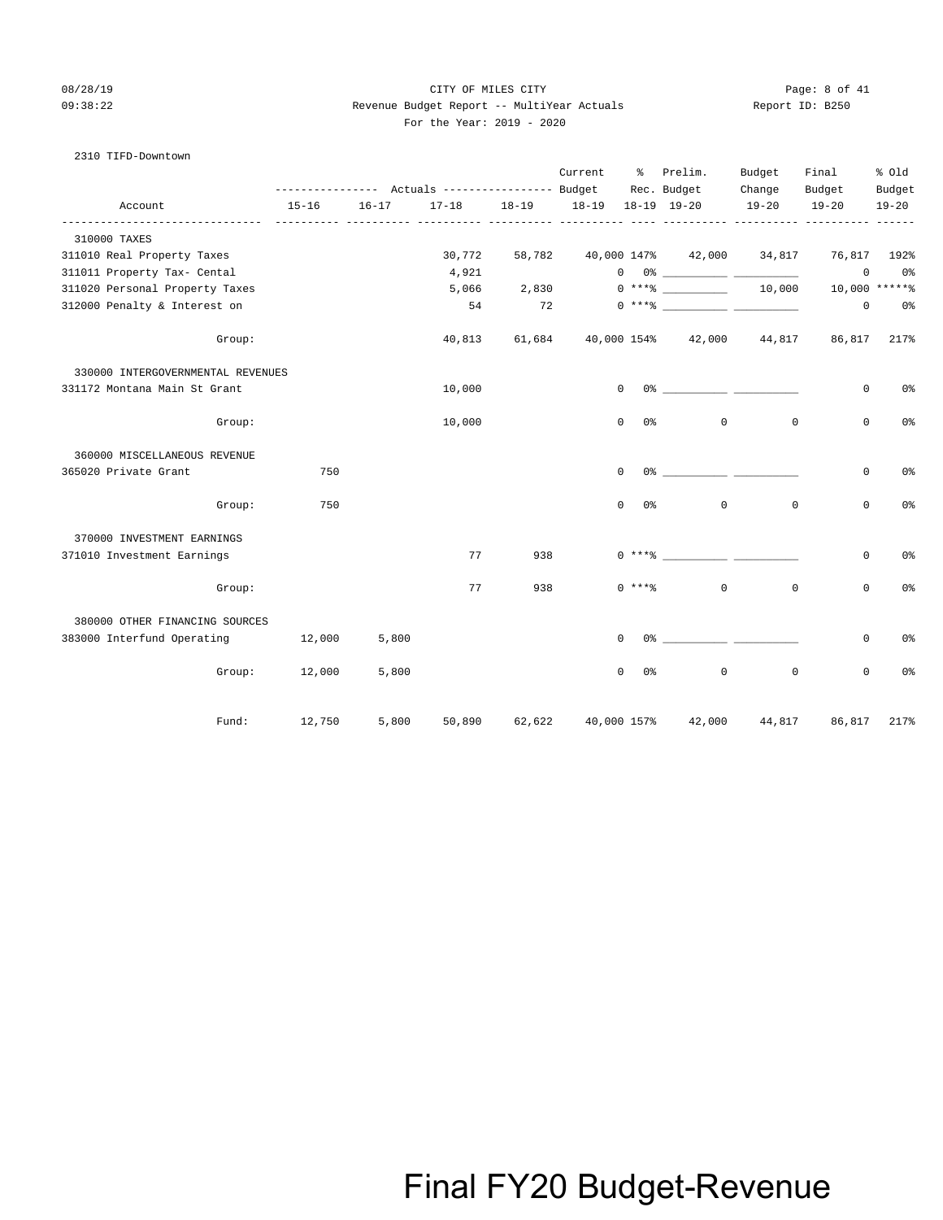CITY OF MILES CITY

Revenue Budget Report -- MultiYear Actuals

For the Year: 2019 - 2020

2310 TIFD-Downtown

| Account | Actuals 15-16 | Actuals 16-17 | Actuals 17-18 | Actuals 18-19 | Current Budget 18-19 | % Rec. 18-19 | Prelim. Budget 19-20 | Budget Change 19-20 | Final Budget 19-20 | % Old Budget 19-20 |
|---|---|---|---|---|---|---|---|---|---|---|
| **310000 TAXES** | | | | | | | | | | |
| 311010 Real Property Taxes | | | 30,772 | 58,782 | 40,000 | 147% | 42,000 | 34,817 | 76,817 | 192% |
| 311011 Property Tax- Cental | | | 4,921 | | 0 | 0% | | | 0 | 0% |
| 311020 Personal Property Taxes | | | 5,066 | 2,830 | 0 | ***% | | 10,000 | 10,000 | *****% |
| 312000 Penalty & Interest on | | | 54 | 72 | 0 | ***% | | | 0 | 0% |
| Group: | | | 40,813 | 61,684 | 40,000 | 154% | 42,000 | 44,817 | 86,817 | 217% |
| **330000 INTERGOVERNMENTAL REVENUES** | | | | | | | | | | |
| 331172 Montana Main St Grant | | | 10,000 | | 0 | 0% | | | 0 | 0% |
| Group: | | | 10,000 | | 0 | 0% | 0 | 0 | 0 | 0% |
| **360000 MISCELLANEOUS REVENUE** | | | | | | | | | | |
| 365020 Private Grant | 750 | | | | 0 | 0% | | | 0 | 0% |
| Group: | 750 | | | | 0 | 0% | 0 | 0 | 0 | 0% |
| **370000 INVESTMENT EARNINGS** | | | | | | | | | | |
| 371010 Investment Earnings | | | 77 | 938 | 0 | ***% | | | 0 | 0% |
| Group: | | | 77 | 938 | 0 | ***% | 0 | 0 | 0 | 0% |
| **380000 OTHER FINANCING SOURCES** | | | | | | | | | | |
| 383000 Interfund Operating | 12,000 | 5,800 | | | 0 | 0% | | | 0 | 0% |
| Group: | 12,000 | 5,800 | | | 0 | 0% | 0 | 0 | 0 | 0% |
| Fund: | 12,750 | 5,800 | 50,890 | 62,622 | 40,000 | 157% | 42,000 | 44,817 | 86,817 | 217% |

Final FY20 Budget-Revenue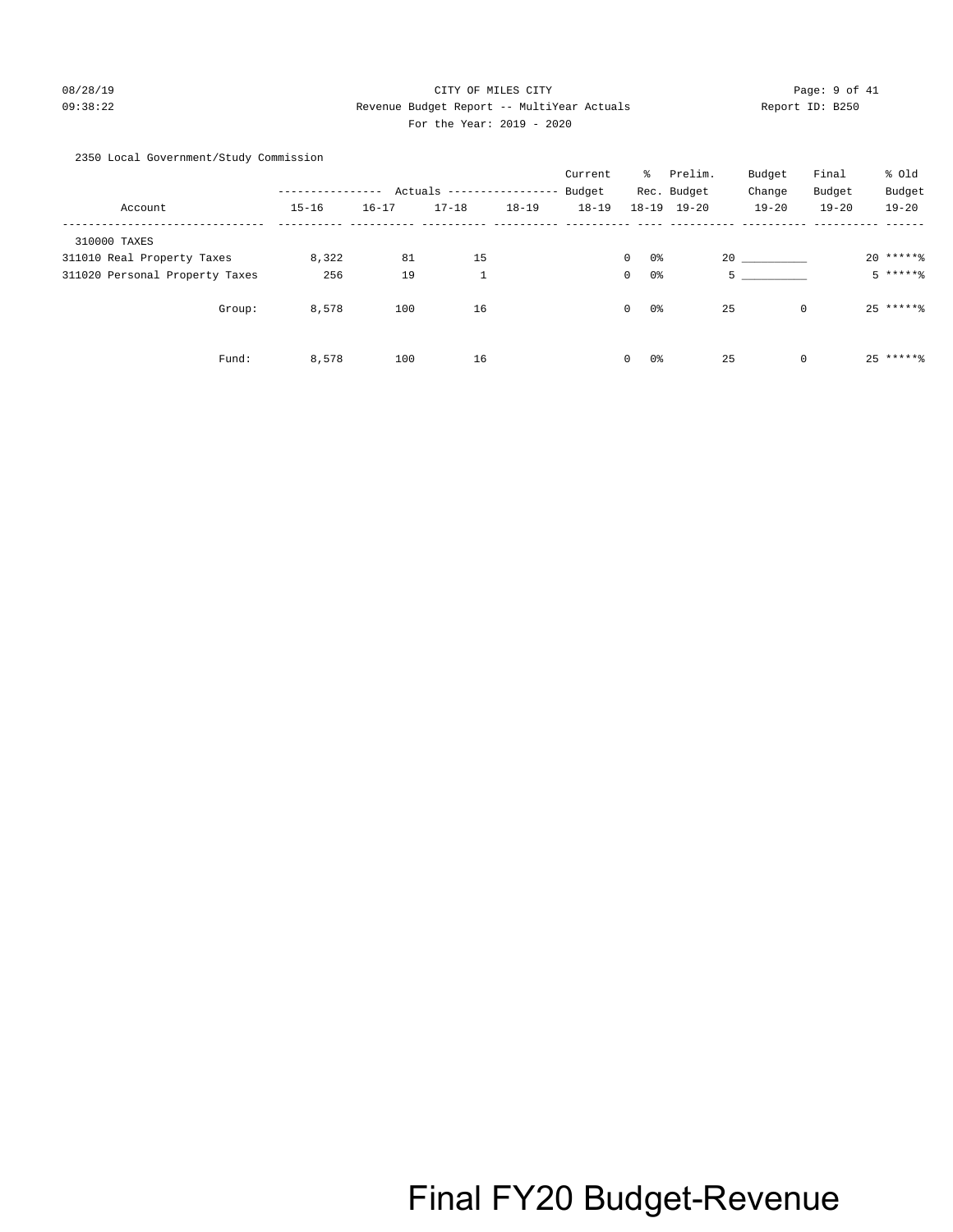CITY OF MILES CITY

Revenue Budget Report -- MultiYear Actuals

For the Year: 2019 - 2020

2350 Local Government/Study Commission

| Account | Actuals 15-16 | Actuals 16-17 | Actuals 17-18 | Actuals 18-19 | Current Budget 18-19 | % Rec. 18-19 | Prelim. Budget 19-20 | Budget Change 19-20 | Final Budget 19-20 | % Old Budget 19-20 |
|---|---|---|---|---|---|---|---|---|---|---|
| 310000 TAXES | | | | | | | | | | |
| 311010 Real Property Taxes | 8,322 | 81 | 15 | | 0 | 0% | 20 | __________ | 20 | *****% |
| 311020 Personal Property Taxes | 256 | 19 | 1 | | 0 | 0% | 5 | __________ | 5 | *****% |
| Group: | 8,578 | 100 | 16 | | 0 | 0% | 25 | 0 | 25 | *****% |
| Fund: | 8,578 | 100 | 16 | | 0 | 0% | 25 | 0 | 25 | *****% |

Final FY20 Budget-Revenue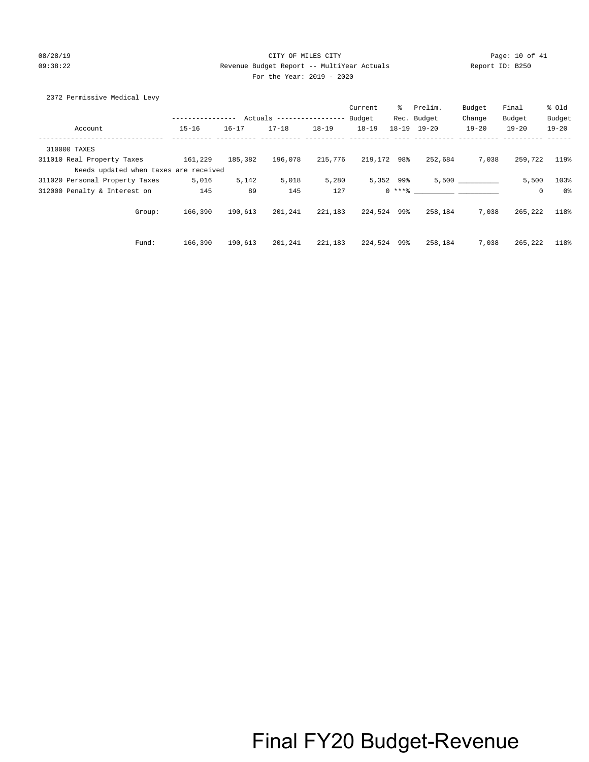CITY OF MILES CITY

Revenue Budget Report -- MultiYear Actuals

For the Year: 2019 - 2020

2372 Permissive Medical Levy

| Account | Actuals 15-16 | Actuals 16-17 | Actuals 17-18 | Actuals 18-19 | Current Budget 18-19 | % Rec. 18-19 | Prelim. Budget 19-20 | Budget Change 19-20 | Final Budget 19-20 | % Old Budget 19-20 |
|---|---|---|---|---|---|---|---|---|---|---|
| 310000 TAXES | | | | | | | | | | |
| 311010 Real Property Taxes | 161,229 | 185,382 | 196,078 | 215,776 | 219,172 | 98% | 252,684 | 7,038 | 259,722 | 119% |
| Needs updated when taxes are received | | | | | | | | | | |
| 311020 Personal Property Taxes | 5,016 | 5,142 | 5,018 | 5,280 | 5,352 | 99% | 5,500 | __________ | 5,500 | 103% |
| 312000 Penalty & Interest on | 145 | 89 | 145 | 127 | 0 | ***% | __________ | __________ | 0 | 0% |
| Group: | 166,390 | 190,613 | 201,241 | 221,183 | 224,524 | 99% | 258,184 | 7,038 | 265,222 | 118% |
| Fund: | 166,390 | 190,613 | 201,241 | 221,183 | 224,524 | 99% | 258,184 | 7,038 | 265,222 | 118% |

Final FY20 Budget-Revenue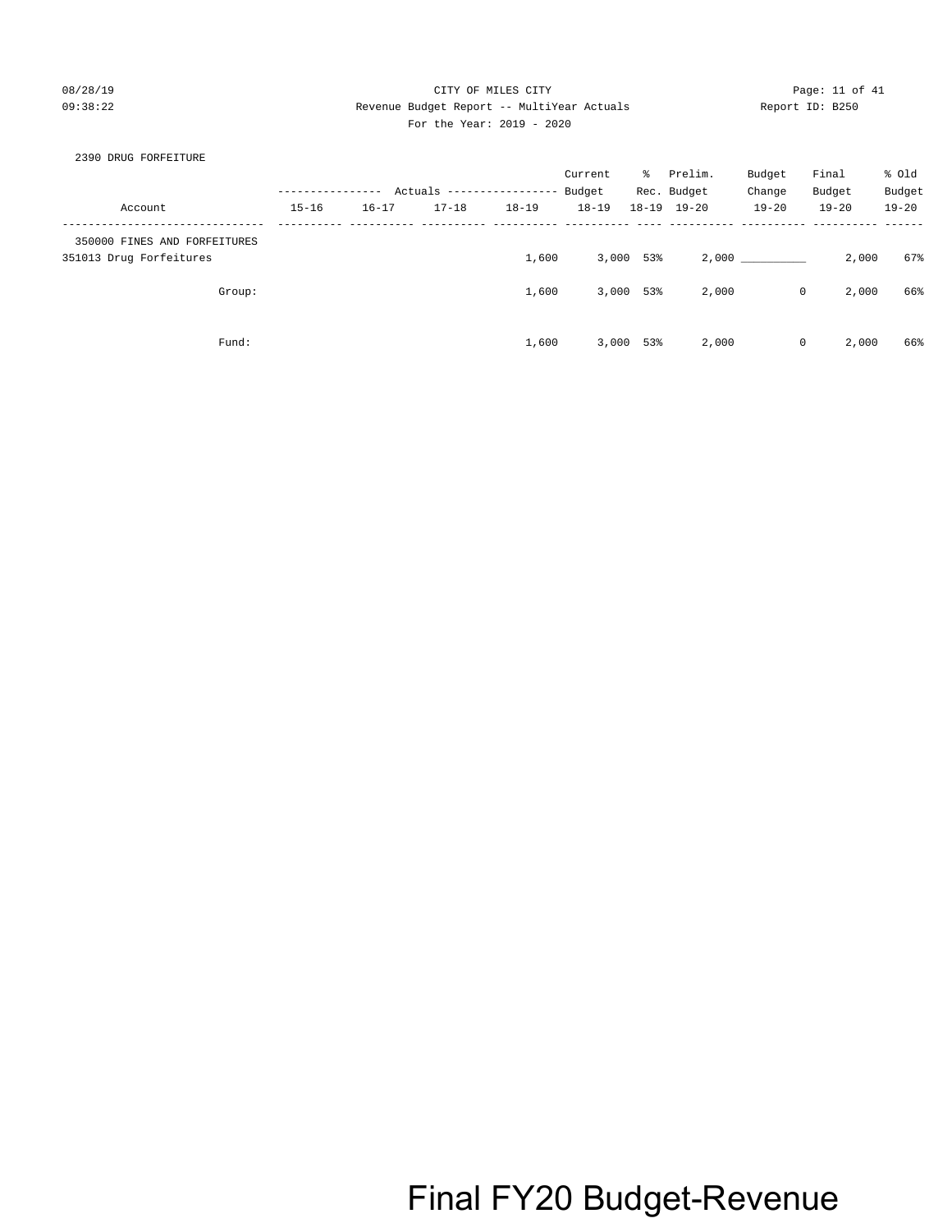CITY OF MILES CITY

Revenue Budget Report -- MultiYear Actuals

For the Year: 2019 - 2020

## 2390 DRUG FORFEITURE

| Account | Actuals 15-16 | Actuals 16-17 | Actuals 17-18 | Actuals 18-19 | Current Budget 18-19 | % Rec. 18-19 | Prelim. Budget 19-20 | Budget Change 19-20 | Final Budget 19-20 | % Old Budget 19-20 |
|---|---|---|---|---|---|---|---|---|---|---|
| 350000 FINES AND FORFEITURES | | | | | | | | | | |
| 351013 Drug Forfeitures | | | | 1,600 | 3,000 | 53% | 2,000 | __________ | 2,000 | 67% |
| Group: | | | | 1,600 | 3,000 | 53% | 2,000 | 0 | 2,000 | 66% |
| Fund: | | | | 1,600 | 3,000 | 53% | 2,000 | 0 | 2,000 | 66% |

Final FY20 Budget-Revenue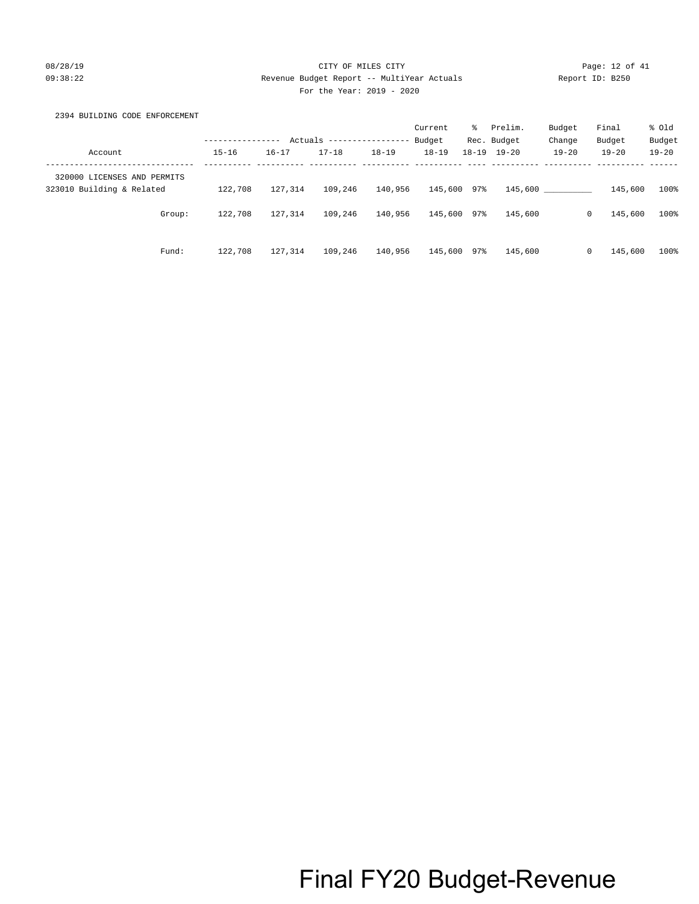CITY OF MILES CITY

Revenue Budget Report -- MultiYear Actuals

For the Year: 2019 - 2020

## 2394 BUILDING CODE ENFORCEMENT

| Account | Actuals 15-16 | Actuals 16-17 | Actuals 17-18 | Actuals 18-19 | Current Budget 18-19 | % Rec. 18-19 | Prelim. Budget 19-20 | Budget Change 19-20 | Final Budget 19-20 | % Old Budget 19-20 |
|---|---|---|---|---|---|---|---|---|---|---|
| 320000 LICENSES AND PERMITS | | | | | | | | | | |
| 323010 Building & Related | 122,708 | 127,314 | 109,246 | 140,956 | 145,600 | 97% | 145,600 | __________ | 145,600 | 100% |
| Group: | 122,708 | 127,314 | 109,246 | 140,956 | 145,600 | 97% | 145,600 | 0 | 145,600 | 100% |
| Fund: | 122,708 | 127,314 | 109,246 | 140,956 | 145,600 | 97% | 145,600 | 0 | 145,600 | 100% |

Final FY20 Budget-Revenue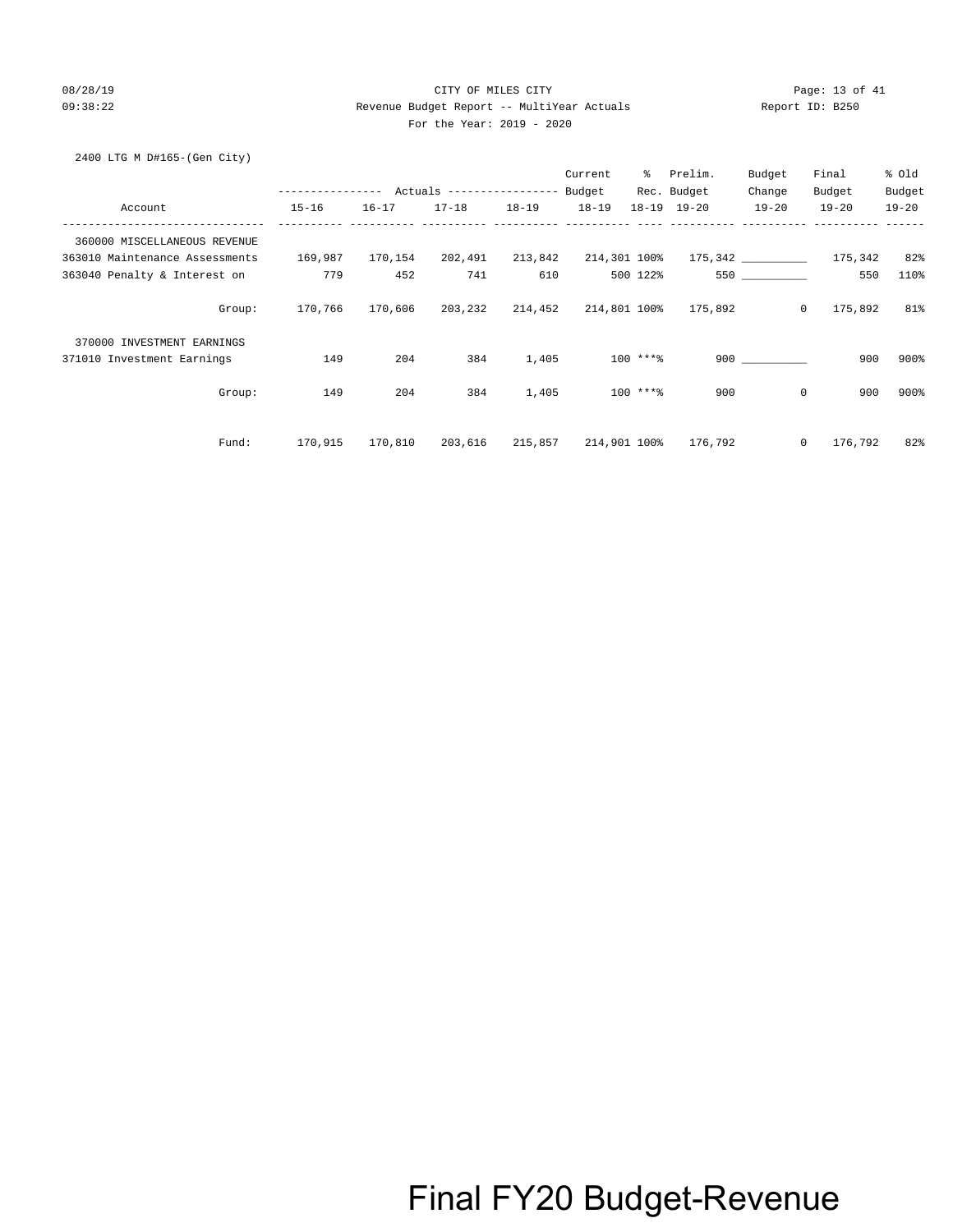CITY OF MILES CITY

Revenue Budget Report -- MultiYear Actuals

For the Year: 2019 - 2020

2400 LTG M D#165-(Gen City)

| Account | Actuals 15-16 | Actuals 16-17 | Actuals 17-18 | Actuals 18-19 | Current Budget 18-19 | % Rec. 18-19 | Prelim. Budget 19-20 | Budget Change 19-20 | Final Budget 19-20 | % Old Budget 19-20 |
|---|---|---|---|---|---|---|---|---|---|---|
| 360000 MISCELLANEOUS REVENUE | | | | | | | | | | |
| 363010 Maintenance Assessments | 169,987 | 170,154 | 202,491 | 213,842 | 214,301 | 100% | 175,342 | __________ | 175,342 | 82% |
| 363040 Penalty & Interest on | 779 | 452 | 741 | 610 | 500 | 122% | 550 | __________ | 550 | 110% |
| Group: | 170,766 | 170,606 | 203,232 | 214,452 | 214,801 | 100% | 175,892 | 0 | 175,892 | 81% |
| 370000 INVESTMENT EARNINGS | | | | | | | | | | |
| 371010 Investment Earnings | 149 | 204 | 384 | 1,405 | 100 | ***% | 900 | __________ | 900 | 900% |
| Group: | 149 | 204 | 384 | 1,405 | 100 | ***% | 900 | 0 | 900 | 900% |
| Fund: | 170,915 | 170,810 | 203,616 | 215,857 | 214,901 | 100% | 176,792 | 0 | 176,792 | 82% |

Final FY20 Budget-Revenue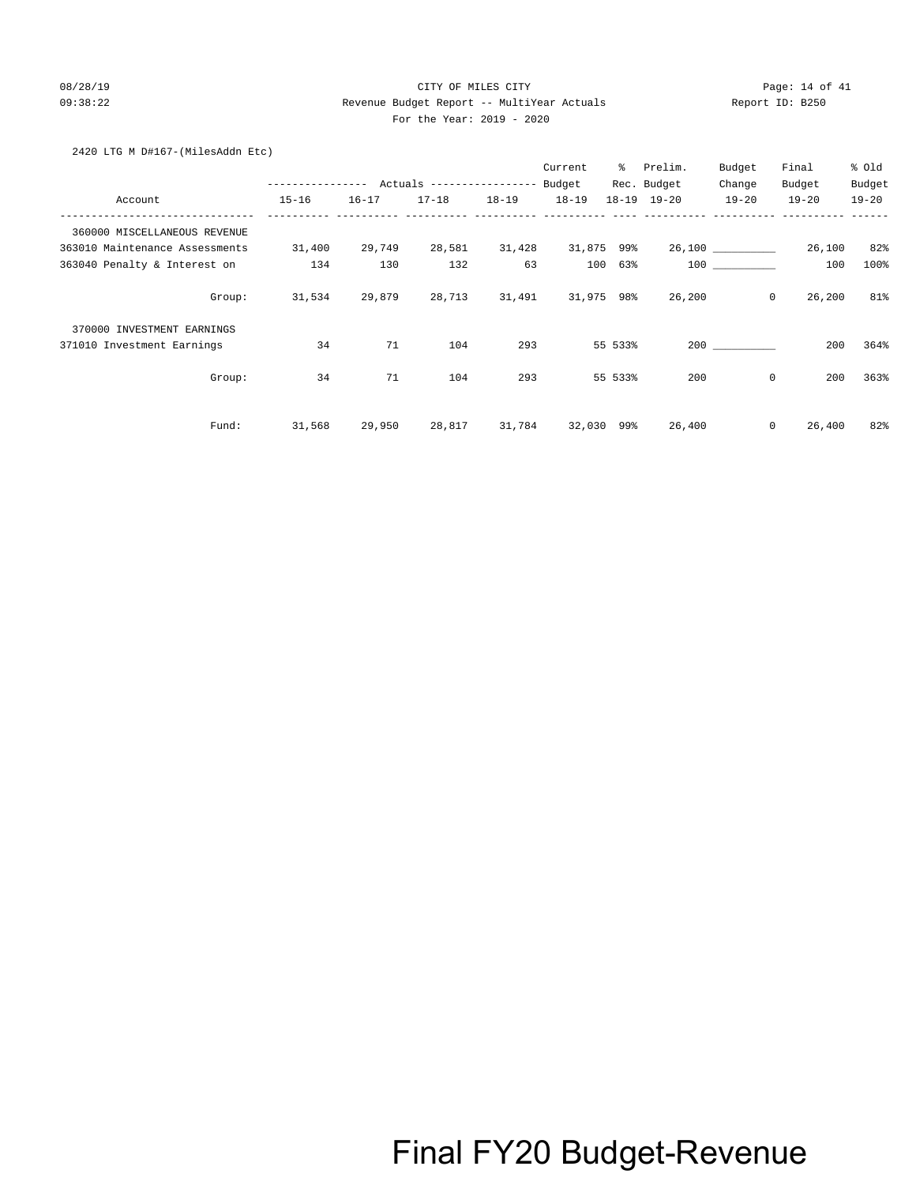CITY OF MILES CITY

Revenue Budget Report -- MultiYear Actuals

For the Year: 2019 - 2020

2420 LTG M D#167-(MilesAddn Etc)

| Account | Actuals 15-16 | Actuals 16-17 | Actuals 17-18 | Actuals 18-19 | Current Budget 18-19 | % Rec. 18-19 | Prelim. Budget 19-20 | Budget Change 19-20 | Final Budget 19-20 | % Old Budget 19-20 |
|---|---|---|---|---|---|---|---|---|---|---|
| 360000 MISCELLANEOUS REVENUE | | | | | | | | | | |
| 363010 Maintenance Assessments | 31,400 | 29,749 | 28,581 | 31,428 | 31,875 | 99% | 26,100 | __________ | 26,100 | 82% |
| 363040 Penalty & Interest on | 134 | 130 | 132 | 63 | 100 | 63% | 100 | __________ | 100 | 100% |
| Group: | 31,534 | 29,879 | 28,713 | 31,491 | 31,975 | 98% | 26,200 | 0 | 26,200 | 81% |
| 370000 INVESTMENT EARNINGS | | | | | | | | | | |
| 371010 Investment Earnings | 34 | 71 | 104 | 293 | 55 | 533% | 200 | __________ | 200 | 364% |
| Group: | 34 | 71 | 104 | 293 | 55 | 533% | 200 | 0 | 200 | 363% |
| Fund: | 31,568 | 29,950 | 28,817 | 31,784 | 32,030 | 99% | 26,400 | 0 | 26,400 | 82% |

Final FY20 Budget-Revenue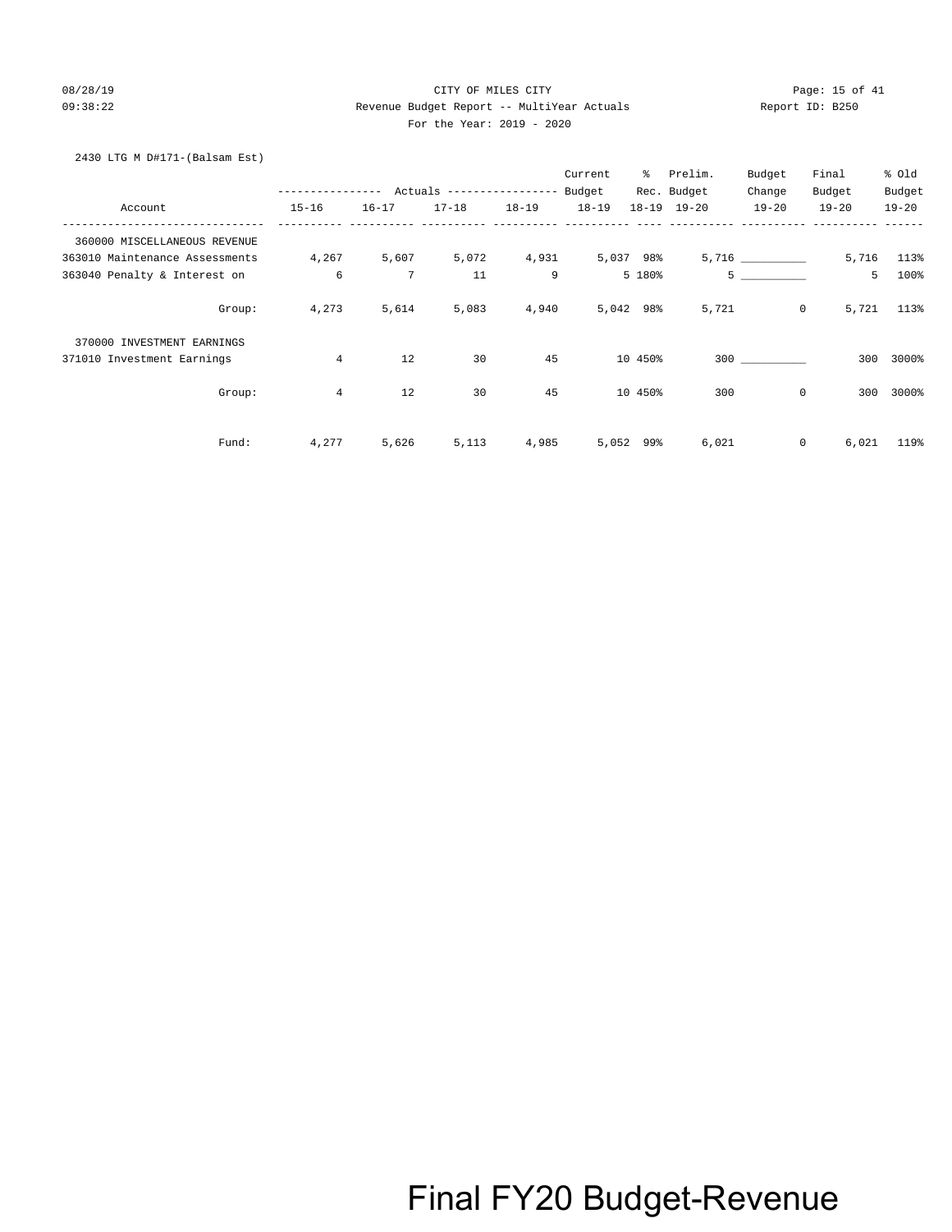CITY OF MILES CITY

Revenue Budget Report -- MultiYear Actuals

For the Year: 2019 - 2020

2430 LTG M D#171-(Balsam Est)

| Account | Actuals 15-16 | Actuals 16-17 | Actuals 17-18 | Actuals 18-19 | Current Budget 18-19 | % Rec. 18-19 | Prelim. Budget 19-20 | Budget Change 19-20 | Final Budget 19-20 | % Old Budget 19-20 |
|---|---|---|---|---|---|---|---|---|---|---|
| 360000 MISCELLANEOUS REVENUE | | | | | | | | | | |
| 363010 Maintenance Assessments | 4,267 | 5,607 | 5,072 | 4,931 | 5,037 | 98% | 5,716 | __________ | 5,716 | 113% |
| 363040 Penalty & Interest on | 6 | 7 | 11 | 9 | 5 | 180% | 5 | __________ | 5 | 100% |
| Group: | 4,273 | 5,614 | 5,083 | 4,940 | 5,042 | 98% | 5,721 | 0 | 5,721 | 113% |
| 370000 INVESTMENT EARNINGS | | | | | | | | | | |
| 371010 Investment Earnings | 4 | 12 | 30 | 45 | 10 | 450% | 300 | __________ | 300 | 3000% |
| Group: | 4 | 12 | 30 | 45 | 10 | 450% | 300 | 0 | 300 | 3000% |
| Fund: | 4,277 | 5,626 | 5,113 | 4,985 | 5,052 | 99% | 6,021 | 0 | 6,021 | 119% |

Final FY20 Budget-Revenue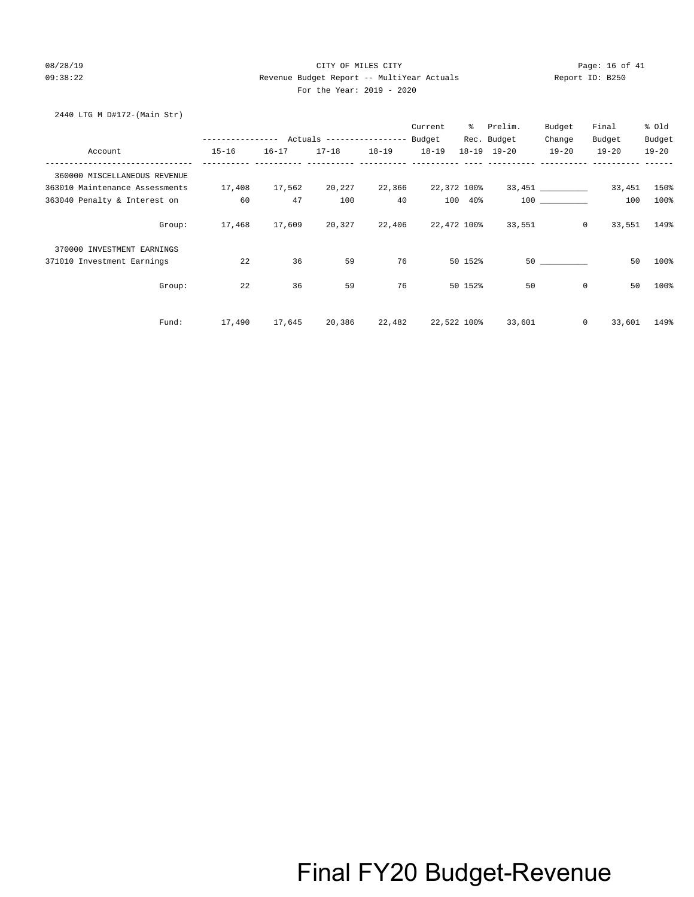CITY OF MILES CITY

Revenue Budget Report -- MultiYear Actuals

For the Year: 2019 - 2020

2440 LTG M D#172-(Main Str)

| Account | Actuals 15-16 | Actuals 16-17 | Actuals 17-18 | Actuals 18-19 | Current Budget 18-19 | % Rec. 18-19 | Prelim. Budget 19-20 | Budget Change 19-20 | Final Budget 19-20 | % Old Budget 19-20 |
|---|---|---|---|---|---|---|---|---|---|---|
| 360000 MISCELLANEOUS REVENUE | | | | | | | | | | |
| 363010 Maintenance Assessments | 17,408 | 17,562 | 20,227 | 22,366 | 22,372 | 100% | 33,451 | __________ | 33,451 | 150% |
| 363040 Penalty & Interest on | 60 | 47 | 100 | 40 | 100 | 40% | 100 | __________ | 100 | 100% |
| Group: | 17,468 | 17,609 | 20,327 | 22,406 | 22,472 | 100% | 33,551 | 0 | 33,551 | 149% |
| 370000 INVESTMENT EARNINGS | | | | | | | | | | |
| 371010 Investment Earnings | 22 | 36 | 59 | 76 | 50 | 152% | 50 | __________ | 50 | 100% |
| Group: | 22 | 36 | 59 | 76 | 50 | 152% | 50 | 0 | 50 | 100% |
| Fund: | 17,490 | 17,645 | 20,386 | 22,482 | 22,522 | 100% | 33,601 | 0 | 33,601 | 149% |

Final FY20 Budget-Revenue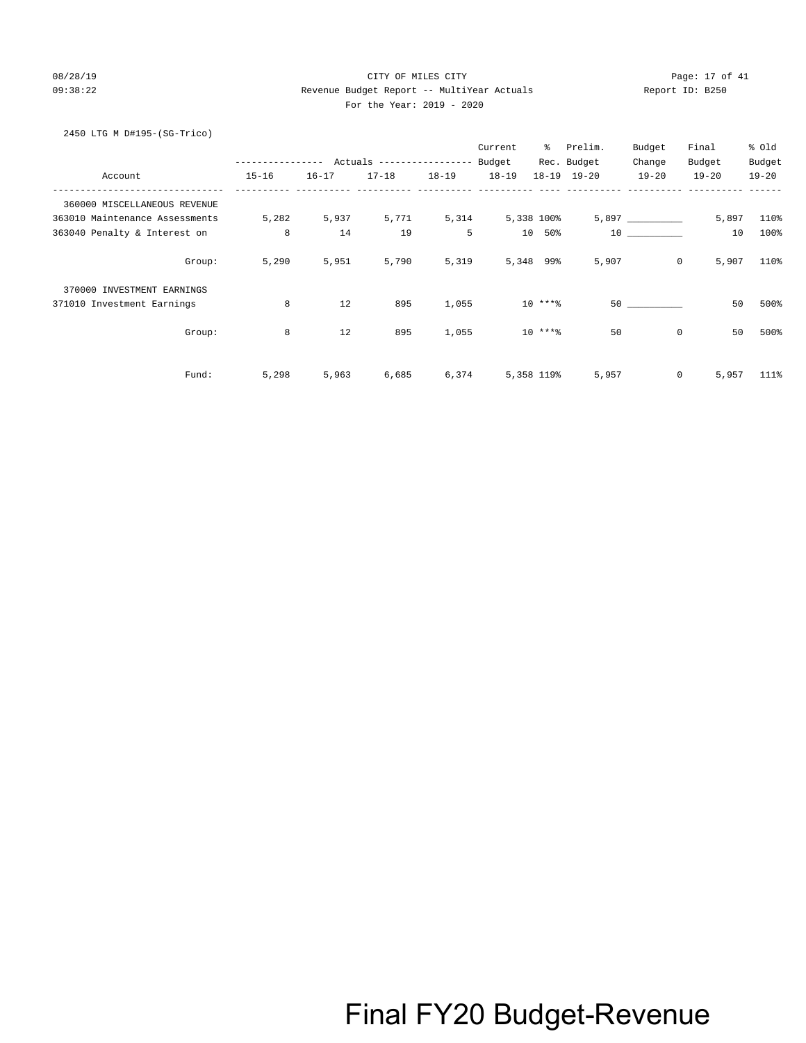CITY OF MILES CITY

Revenue Budget Report -- MultiYear Actuals

For the Year: 2019 - 2020

2450 LTG M D#195-(SG-Trico)

| Account | Actuals 15-16 | Actuals 16-17 | Actuals 17-18 | Actuals 18-19 | Current Budget 18-19 | % Rec. 18-19 | Prelim. Budget 19-20 | Budget Change 19-20 | Final Budget 19-20 | % Old Budget 19-20 |
|---|---|---|---|---|---|---|---|---|---|---|
| 360000 MISCELLANEOUS REVENUE | | | | | | | | | | |
| 363010 Maintenance Assessments | 5,282 | 5,937 | 5,771 | 5,314 | 5,338 | 100% | 5,897 | __________ | 5,897 | 110% |
| 363040 Penalty & Interest on | 8 | 14 | 19 | 5 | 10 | 50% | 10 | __________ | 10 | 100% |
| Group: | 5,290 | 5,951 | 5,790 | 5,319 | 5,348 | 99% | 5,907 | 0 | 5,907 | 110% |
| 370000 INVESTMENT EARNINGS | | | | | | | | | | |
| 371010 Investment Earnings | 8 | 12 | 895 | 1,055 | 10 | ***% | 50 | __________ | 50 | 500% |
| Group: | 8 | 12 | 895 | 1,055 | 10 | ***% | 50 | 0 | 50 | 500% |
| Fund: | 5,298 | 5,963 | 6,685 | 6,374 | 5,358 | 119% | 5,957 | 0 | 5,957 | 111% |

Final FY20 Budget-Revenue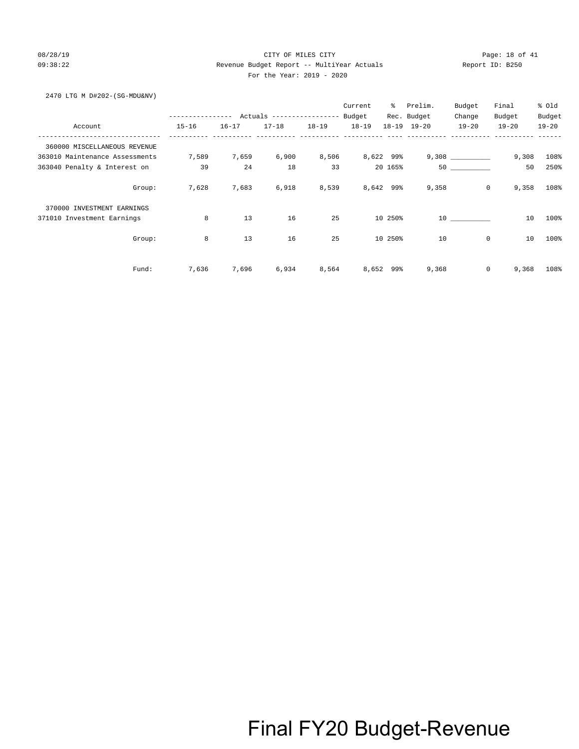CITY OF MILES CITY

Revenue Budget Report -- MultiYear Actuals

For the Year: 2019 - 2020

2470 LTG M D#202-(SG-MDU&NV)

| Account | Actuals 15-16 | Actuals 16-17 | Actuals 17-18 | Actuals 18-19 | Current Budget 18-19 | % Rec. 18-19 | Prelim. Budget 19-20 | Budget Change 19-20 | Final Budget 19-20 | % Old Budget 19-20 |
|---|---|---|---|---|---|---|---|---|---|---|
| 360000 MISCELLANEOUS REVENUE | | | | | | | | | | |
| 363010 Maintenance Assessments | 7,589 | 7,659 | 6,900 | 8,506 | 8,622 | 99% | 9,308 | __________ | 9,308 | 108% |
| 363040 Penalty & Interest on | 39 | 24 | 18 | 33 | 20 | 165% | 50 | __________ | 50 | 250% |
| Group: | 7,628 | 7,683 | 6,918 | 8,539 | 8,642 | 99% | 9,358 | 0 | 9,358 | 108% |
| 370000 INVESTMENT EARNINGS | | | | | | | | | | |
| 371010 Investment Earnings | 8 | 13 | 16 | 25 | 10 | 250% | 10 | __________ | 10 | 100% |
| Group: | 8 | 13 | 16 | 25 | 10 | 250% | 10 | 0 | 10 | 100% |
| Fund: | 7,636 | 7,696 | 6,934 | 8,564 | 8,652 | 99% | 9,368 | 0 | 9,368 | 108% |

Final FY20 Budget-Revenue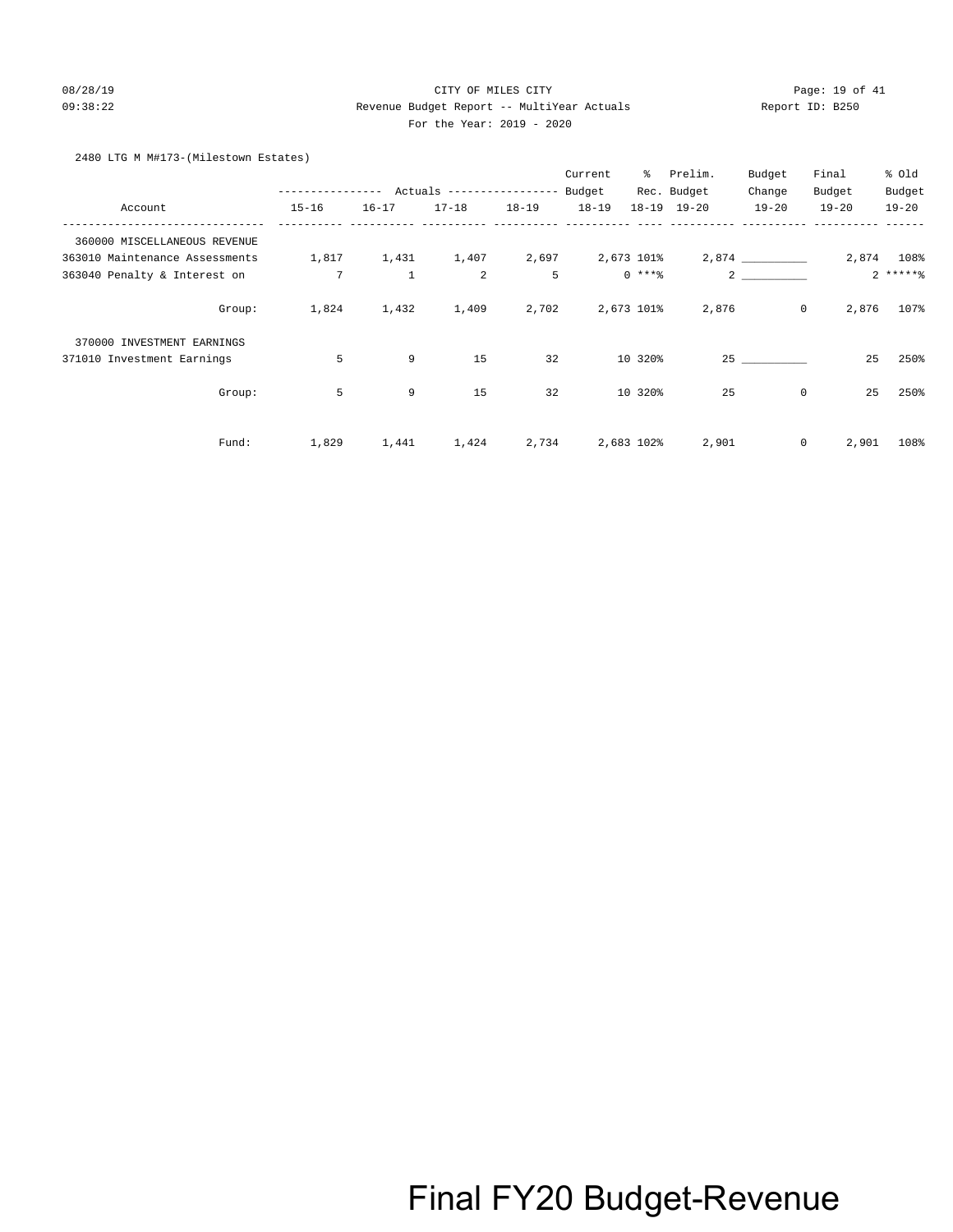2480 LTG M M#173-(Milestown Estates)

| Account | 15-16 | 16-17 | 17-18 | 18-19 | Current Budget 18-19 | % Rec. 18-19 | Prelim. Budget 19-20 | Budget Change 19-20 | Final Budget 19-20 | % Old Budget 19-20 |
|---|---|---|---|---|---|---|---|---|---|---|
| | Actuals | | | | | | | | | |
| 360000 MISCELLANEOUS REVENUE | | | | | | | | | | |
| 363010 Maintenance Assessments | 1,817 | 1,431 | 1,407 | 2,697 | 2,673 | 101% | 2,874 | __________ | 2,874 | 108% |
| 363040 Penalty & Interest on | 7 | 1 | 2 | 5 | 0 | ***% | 2 | __________ | 2 | *****% |
| Group: | 1,824 | 1,432 | 1,409 | 2,702 | 2,673 | 101% | 2,876 | 0 | 2,876 | 107% |
| 370000 INVESTMENT EARNINGS | | | | | | | | | | |
| 371010 Investment Earnings | 5 | 9 | 15 | 32 | 10 | 320% | 25 | __________ | 25 | 250% |
| Group: | 5 | 9 | 15 | 32 | 10 | 320% | 25 | 0 | 25 | 250% |
| Fund: | 1,829 | 1,441 | 1,424 | 2,734 | 2,683 | 102% | 2,901 | 0 | 2,901 | 108% |

Final FY20 Budget-Revenue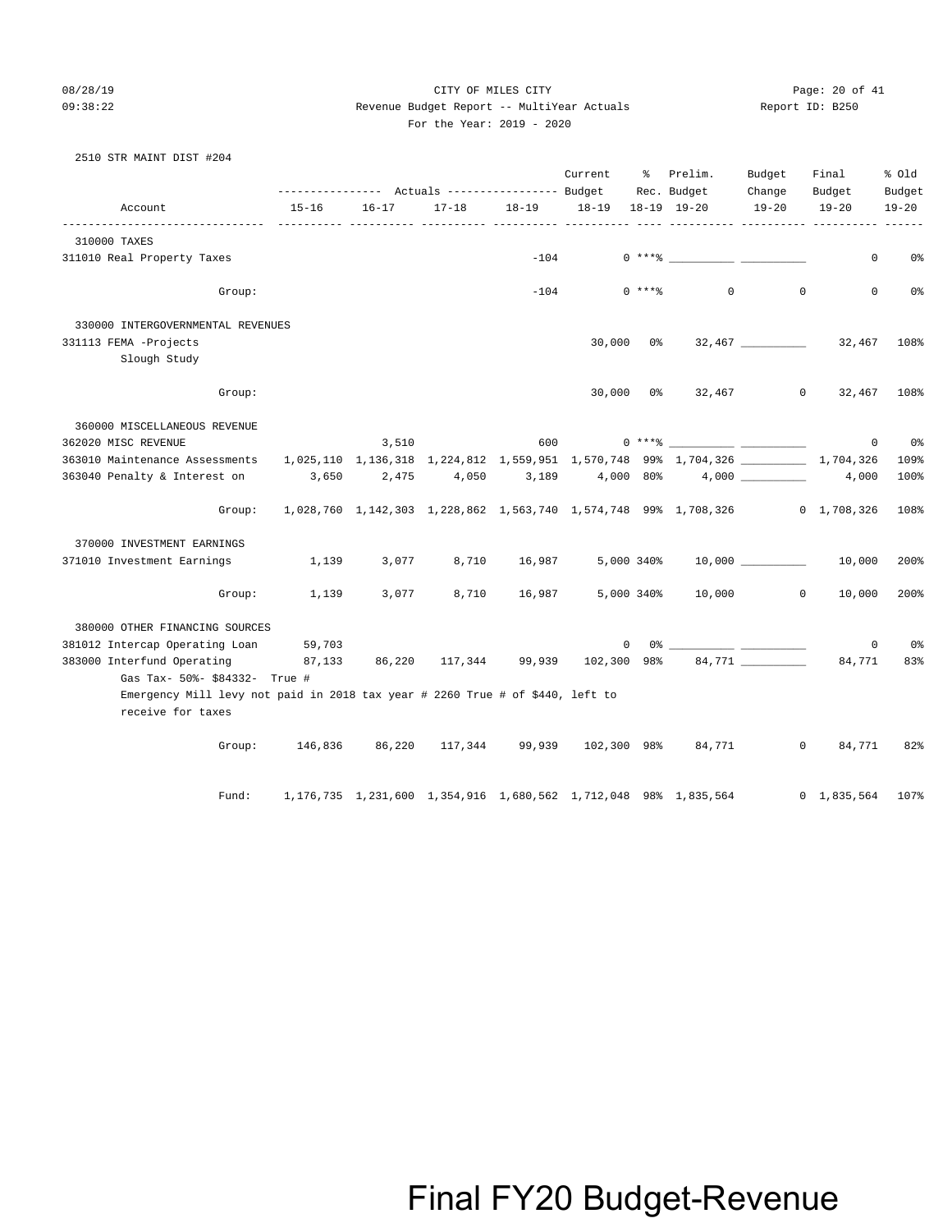CITY OF MILES CITY

Revenue Budget Report -- MultiYear Actuals

For the Year: 2019 - 2020

2510 STR MAINT DIST #204

| Account | Actuals 15-16 | Actuals 16-17 | Actuals 17-18 | Actuals 18-19 | Current Budget 18-19 | % Rec. 18-19 | Prelim. Budget 19-20 | Budget Change 19-20 | Final Budget 19-20 | % Old Budget 19-20 |
|---|---|---|---|---|---|---|---|---|---|---|
| **310000 TAXES** | | | | | | | | | | |
| 311010 Real Property Taxes | | | | -104 | 0 | *** % | | | 0 | 0% |
| Group: | | | | -104 | 0 | *** % | 0 | 0 | 0 | 0% |
| **330000 INTERGOVERNMENTAL REVENUES** | | | | | | | | | | |
| 331113 FEMA -Projects<br>Slough Study | | | | | 30,000 | 0% | 32,467 | | 32,467 | 108% |
| Group: | | | | | 30,000 | 0% | 32,467 | 0 | 32,467 | 108% |
| **360000 MISCELLANEOUS REVENUE** | | | | | | | | | | |
| 362020 MISC REVENUE | | 3,510 | | 600 | 0 | *** % | | | 0 | 0% |
| 363010 Maintenance Assessments | 1,025,110 | 1,136,318 | 1,224,812 | 1,559,951 | 1,570,748 | 99% | 1,704,326 | | 1,704,326 | 109% |
| 363040 Penalty & Interest on | 3,650 | 2,475 | 4,050 | 3,189 | 4,000 | 80% | 4,000 | | 4,000 | 100% |
| Group: | 1,028,760 | 1,142,303 | 1,228,862 | 1,563,740 | 1,574,748 | 99% | 1,708,326 | 0 | 1,708,326 | 108% |
| **370000 INVESTMENT EARNINGS** | | | | | | | | | | |
| 371010 Investment Earnings | 1,139 | 3,077 | 8,710 | 16,987 | 5,000 | 340% | 10,000 | | 10,000 | 200% |
| Group: | 1,139 | 3,077 | 8,710 | 16,987 | 5,000 | 340% | 10,000 | 0 | 10,000 | 200% |
| **380000 OTHER FINANCING SOURCES** | | | | | | | | | | |
| 381012 Intercap Operating Loan | 59,703 | | | | 0 | 0% | | | 0 | 0% |
| 383000 Interfund Operating<br>Gas Tax- 50%- $84332- True #<br>Emergency Mill levy not paid in 2018 tax year # 2260 True # of $440, left to receive for taxes | 87,133 | 86,220 | 117,344 | 99,939 | 102,300 | 98% | 84,771 | | 84,771 | 83% |
| Group: | 146,836 | 86,220 | 117,344 | 99,939 | 102,300 | 98% | 84,771 | 0 | 84,771 | 82% |
| Fund: | 1,176,735 | 1,231,600 | 1,354,916 | 1,680,562 | 1,712,048 | 98% | 1,835,564 | 0 | 1,835,564 | 107% |

Final FY20 Budget-Revenue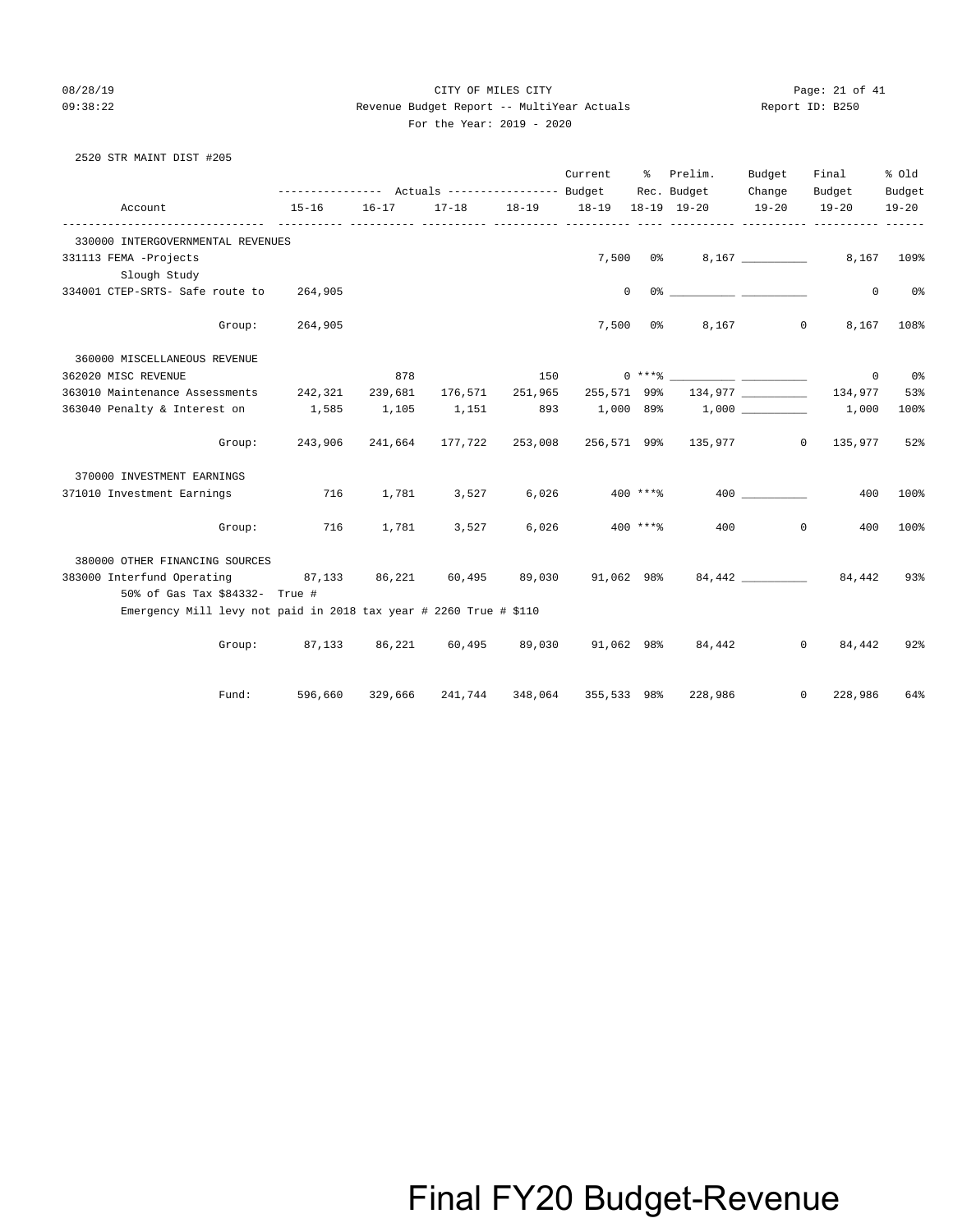CITY OF MILES CITY

Revenue Budget Report -- MultiYear Actuals

For the Year: 2019 - 2020

2520 STR MAINT DIST #205

| Account | Actuals 15-16 | Actuals 16-17 | Actuals 17-18 | Actuals 18-19 | Current Budget 18-19 | % Rec. 18-19 | Prelim. Budget 19-20 | Budget Change 19-20 | Final Budget 19-20 | % Old Budget 19-20 |
|---|---|---|---|---|---|---|---|---|---|---|
| **330000 INTERGOVERNMENTAL REVENUES** | | | | | | | | | | |
| 331113 FEMA -Projects<br>Slough Study | | | | | 7,500 | 0% | 8,167 | __________ | 8,167 | 109% |
| 334001 CTEP-SRTS- Safe route to | 264,905 | | | | 0 | 0% | __________ | __________ | 0 | 0% |
| Group: | 264,905 | | | | 7,500 | 0% | 8,167 | 0 | 8,167 | 108% |
| **360000 MISCELLANEOUS REVENUE** | | | | | | | | | | |
| 362020 MISC REVENUE | | 878 | | 150 | 0 | ***% | __________ | __________ | 0 | 0% |
| 363010 Maintenance Assessments | 242,321 | 239,681 | 176,571 | 251,965 | 255,571 | 99% | 134,977 | __________ | 134,977 | 53% |
| 363040 Penalty & Interest on | 1,585 | 1,105 | 1,151 | 893 | 1,000 | 89% | 1,000 | __________ | 1,000 | 100% |
| Group: | 243,906 | 241,664 | 177,722 | 253,008 | 256,571 | 99% | 135,977 | 0 | 135,977 | 52% |
| **370000 INVESTMENT EARNINGS** | | | | | | | | | | |
| 371010 Investment Earnings | 716 | 1,781 | 3,527 | 6,026 | 400 | ***% | 400 | __________ | 400 | 100% |
| Group: | 716 | 1,781 | 3,527 | 6,026 | 400 | ***% | 400 | 0 | 400 | 100% |
| **380000 OTHER FINANCING SOURCES** | | | | | | | | | | |
| 383000 Interfund Operating<br>50% of Gas Tax $84332- True #<br>Emergency Mill levy not paid in 2018 tax year # 2260 True # $110 | 87,133 | 86,221 | 60,495 | 89,030 | 91,062 | 98% | 84,442 | __________ | 84,442 | 93% |
| Group: | 87,133 | 86,221 | 60,495 | 89,030 | 91,062 | 98% | 84,442 | 0 | 84,442 | 92% |
| Fund: | 596,660 | 329,666 | 241,744 | 348,064 | 355,533 | 98% | 228,986 | 0 | 228,986 | 64% |

Final FY20 Budget-Revenue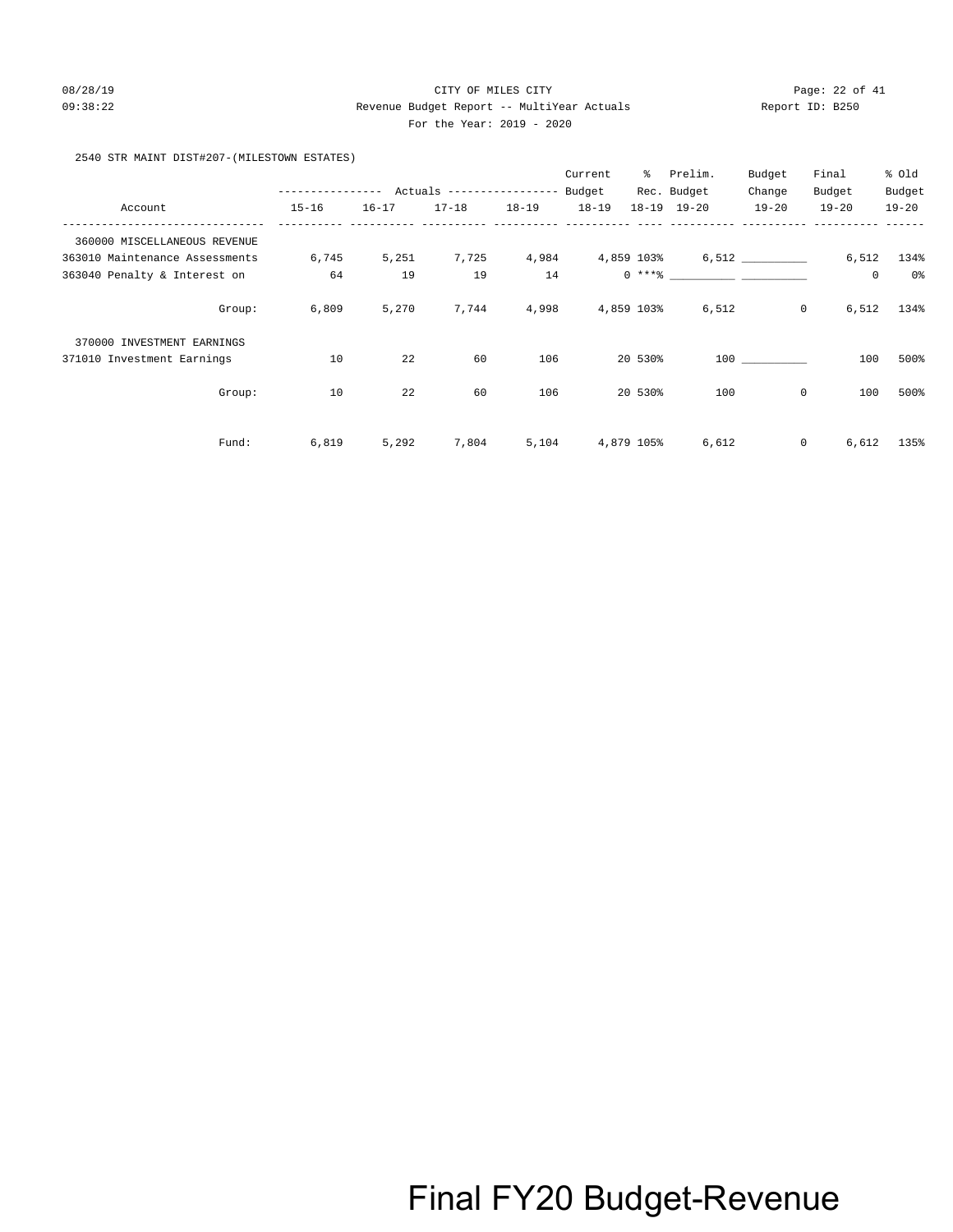CITY OF MILES CITY

Revenue Budget Report -- MultiYear Actuals

For the Year: 2019 - 2020

2540 STR MAINT DIST#207-(MILESTOWN ESTATES)

| Account | Actuals 15-16 | Actuals 16-17 | Actuals 17-18 | Actuals 18-19 | Current Budget 18-19 | % 18-19 | Prelim. Rec. Budget 19-20 | Budget Change 19-20 | Final Budget 19-20 | % Old Budget 19-20 |
|---|---|---|---|---|---|---|---|---|---|---|
| 360000 MISCELLANEOUS REVENUE | | | | | | | | | | |
| 363010 Maintenance Assessments | 6,745 | 5,251 | 7,725 | 4,984 | 4,859 | 103% | 6,512 | __________ | 6,512 | 134% |
| 363040 Penalty & Interest on | 64 | 19 | 19 | 14 | 0 | ***% | __________ | __________ | 0 | 0% |
| Group: | 6,809 | 5,270 | 7,744 | 4,998 | 4,859 | 103% | 6,512 | 0 | 6,512 | 134% |
| 370000 INVESTMENT EARNINGS | | | | | | | | | | |
| 371010 Investment Earnings | 10 | 22 | 60 | 106 | 20 | 530% | 100 | __________ | 100 | 500% |
| Group: | 10 | 22 | 60 | 106 | 20 | 530% | 100 | 0 | 100 | 500% |
| Fund: | 6,819 | 5,292 | 7,804 | 5,104 | 4,879 | 105% | 6,612 | 0 | 6,612 | 135% |

Final FY20 Budget-Revenue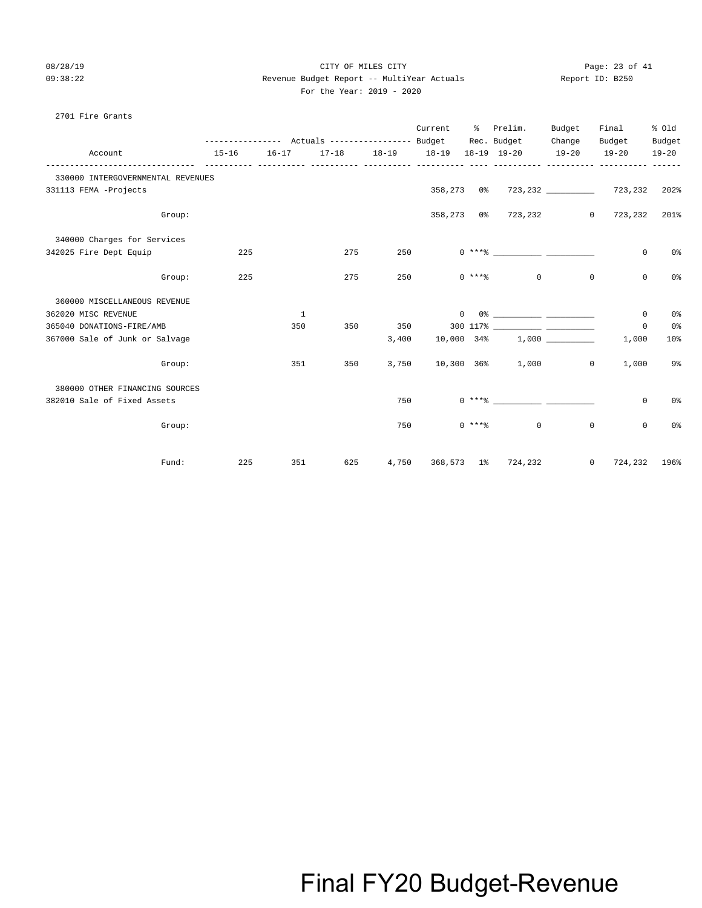CITY OF MILES CITY

Revenue Budget Report -- MultiYear Actuals

For the Year: 2019 - 2020

2701 Fire Grants

| Account | Actuals 15-16 | Actuals 16-17 | Actuals 17-18 | Actuals 18-19 | Current Budget 18-19 | % Rec. 18-19 | Prelim. Budget 19-20 | Budget Change 19-20 | Final Budget 19-20 | % Old Budget 19-20 |
|---|---|---|---|---|---|---|---|---|---|---|
| **330000 INTERGOVERNMENTAL REVENUES** | | | | | | | | | | |
| 331113 FEMA -Projects | | | | | 358,273 | 0% | 723,232 | __________ | 723,232 | 202% |
| Group: | | | | | 358,273 | 0% | 723,232 | 0 | 723,232 | 201% |
| **340000 Charges for Services** | | | | | | | | | | |
| 342025 Fire Dept Equip | 225 | | 275 | 250 | 0 | ***% | __________ | __________ | 0 | 0% |
| Group: | 225 | | 275 | 250 | 0 | ***% | 0 | 0 | 0 | 0% |
| **360000 MISCELLANEOUS REVENUE** | | | | | | | | | | |
| 362020 MISC REVENUE | | 1 | | | 0 | 0% | __________ | __________ | 0 | 0% |
| 365040 DONATIONS-FIRE/AMB | | 350 | 350 | 350 | 300 | 117% | __________ | __________ | 0 | 0% |
| 367000 Sale of Junk or Salvage | | | | 3,400 | 10,000 | 34% | 1,000 | __________ | 1,000 | 10% |
| Group: | | 351 | 350 | 3,750 | 10,300 | 36% | 1,000 | 0 | 1,000 | 9% |
| **380000 OTHER FINANCING SOURCES** | | | | | | | | | | |
| 382010 Sale of Fixed Assets | | | | 750 | 0 | ***% | __________ | __________ | 0 | 0% |
| Group: | | | | 750 | 0 | ***% | 0 | 0 | 0 | 0% |
| Fund: | 225 | 351 | 625 | 4,750 | 368,573 | 1% | 724,232 | 0 | 724,232 | 196% |

Final FY20 Budget-Revenue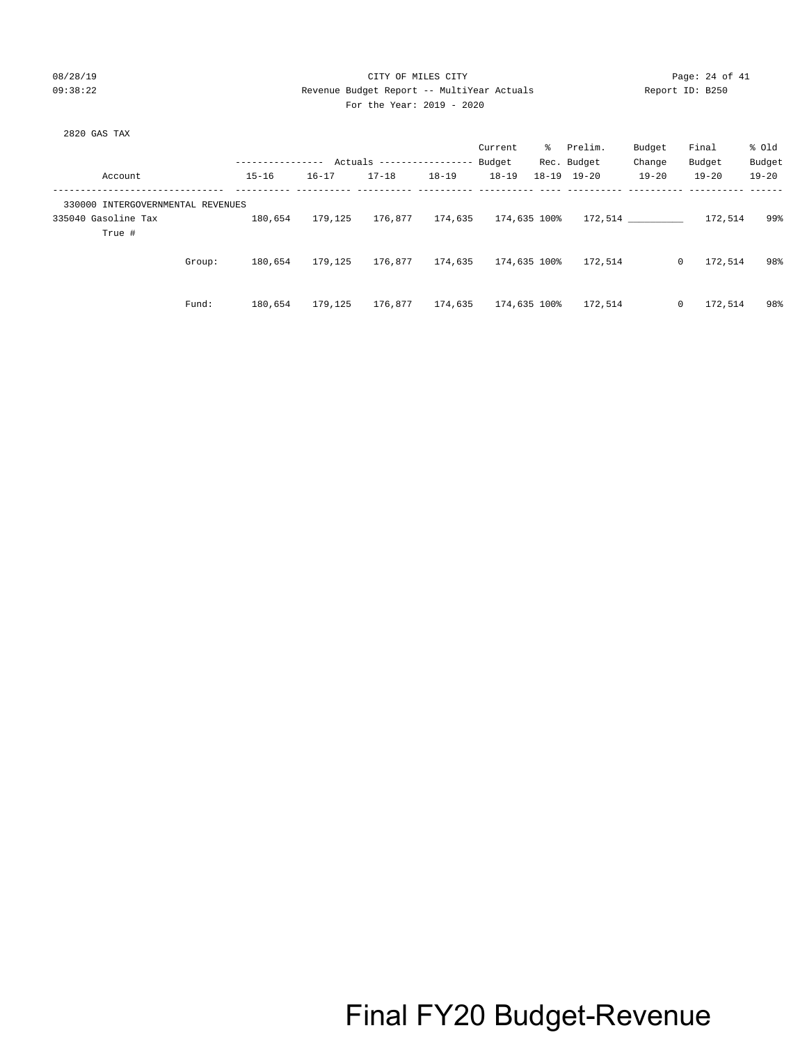CITY OF MILES CITY

Revenue Budget Report -- MultiYear Actuals

For the Year: 2019 - 2020

08/28/19 09:38:22 Report ID: B250

2820 GAS TAX

| Account | 15-16 Actuals | 16-17 Actuals | 17-18 Actuals | 18-19 Actuals | Current Budget 18-19 | % Rec. 18-19 | Prelim. Budget 19-20 | Budget Change 19-20 | Final Budget 19-20 | % Old Budget 19-20 |
|---|---|---|---|---|---|---|---|---|---|---|
| 330000 INTERGOVERNMENTAL REVENUES | | | | | | | | | | |
| 335040 Gasoline Tax | 180,654 | 179,125 | 176,877 | 174,635 | 174,635 | 100% | 172,514 | __________ | 172,514 | 99% |
| True # | | | | | | | | | | |
| Group: | 180,654 | 179,125 | 176,877 | 174,635 | 174,635 | 100% | 172,514 | 0 | 172,514 | 98% |
| Fund: | 180,654 | 179,125 | 176,877 | 174,635 | 174,635 | 100% | 172,514 | 0 | 172,514 | 98% |

Final FY20 Budget-Revenue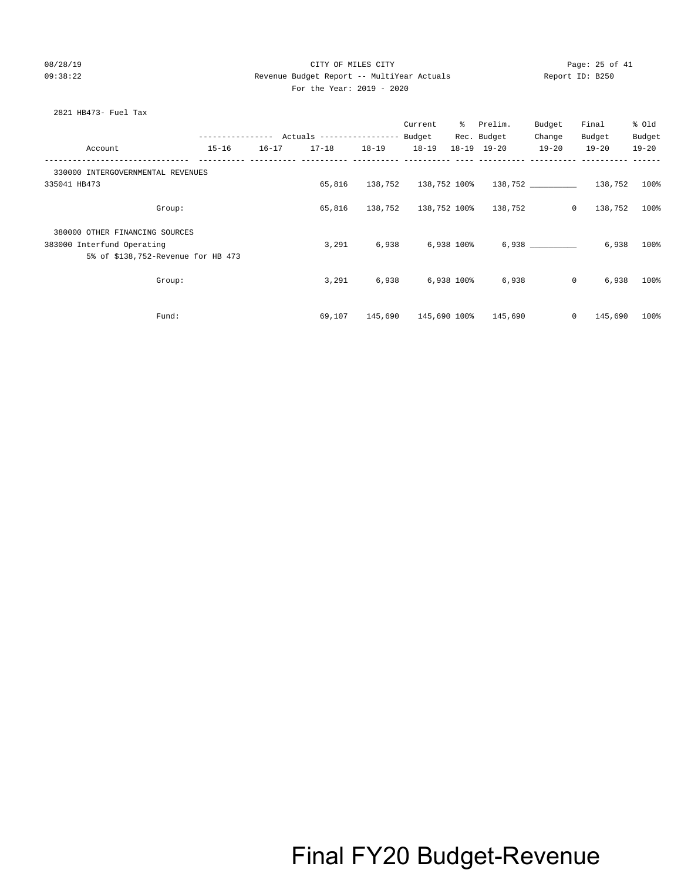CITY OF MILES CITY

Revenue Budget Report -- MultiYear Actuals

For the Year: 2019 - 2020

2821 HB473- Fuel Tax

| Account | Actuals 15-16 | Actuals 16-17 | Actuals 17-18 | Actuals 18-19 | Current Budget 18-19 | % 18-19 | Prelim. Rec. Budget 19-20 | Budget Change 19-20 | Final Budget 19-20 | % Old Budget 19-20 |
|---|---|---|---|---|---|---|---|---|---|---|
| 330000 INTERGOVERNMENTAL REVENUES | | | | | | | | | | |
| 335041 HB473 | | | 65,816 | 138,752 | 138,752 | 100% | 138,752 | __________ | 138,752 | 100% |
| Group: | | | 65,816 | 138,752 | 138,752 | 100% | 138,752 | 0 | 138,752 | 100% |
| 380000 OTHER FINANCING SOURCES | | | | | | | | | | |
| 383000 Interfund Operating | | | 3,291 | 6,938 | 6,938 | 100% | 6,938 | __________ | 6,938 | 100% |
| 5% of $138,752-Revenue for HB 473 | | | | | | | | | | |
| Group: | | | 3,291 | 6,938 | 6,938 | 100% | 6,938 | 0 | 6,938 | 100% |
| Fund: | | | 69,107 | 145,690 | 145,690 | 100% | 145,690 | 0 | 145,690 | 100% |

Final FY20 Budget-Revenue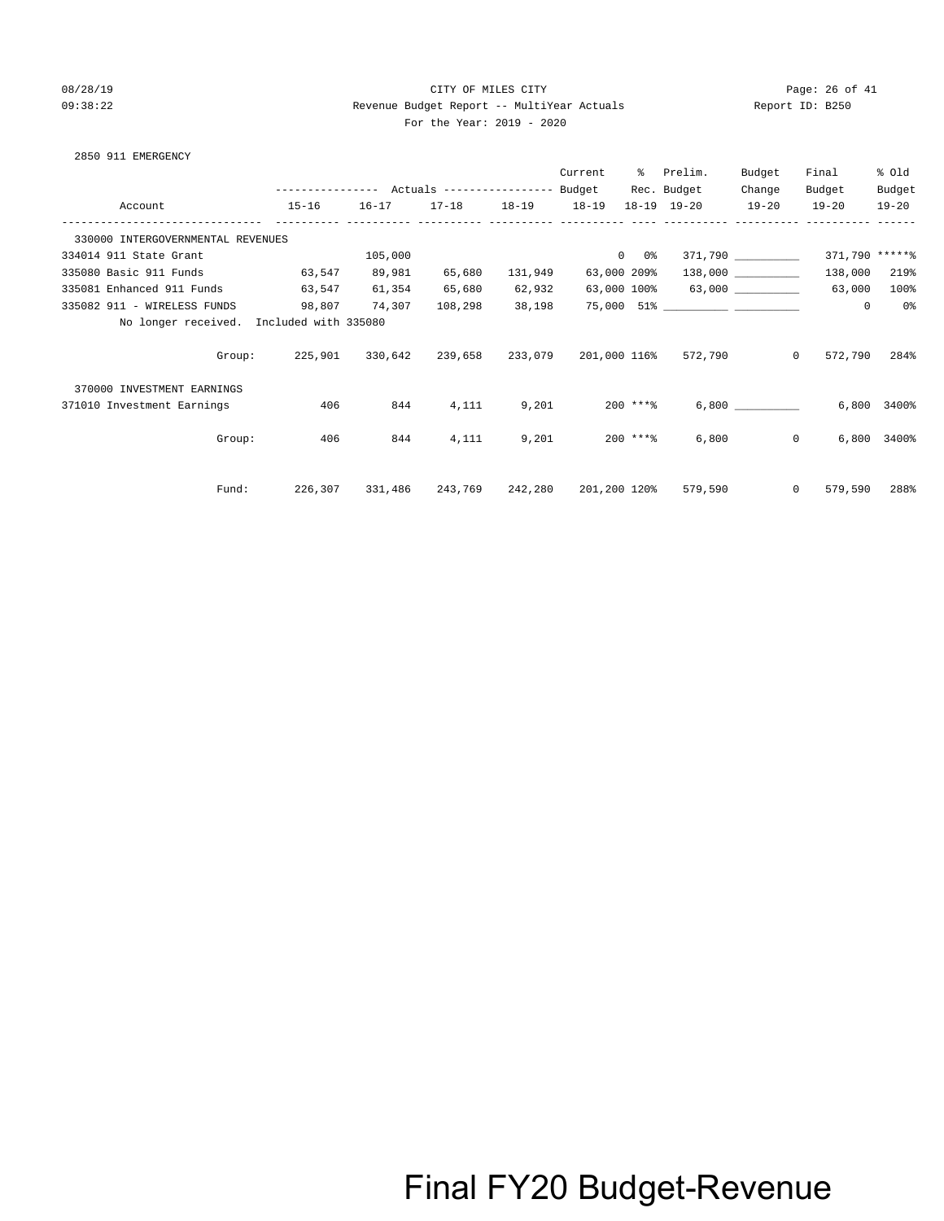CITY OF MILES CITY

Revenue Budget Report -- MultiYear Actuals

For the Year: 2019 - 2020

2850 911 EMERGENCY

| Account | Actuals 15-16 | Actuals 16-17 | Actuals 17-18 | Actuals 18-19 | Current Budget 18-19 | % Rec. 18-19 | Prelim. Budget 19-20 | Budget Change 19-20 | Final Budget 19-20 | % Old Budget 19-20 |
|---|---|---|---|---|---|---|---|---|---|---|
| 330000 INTERGOVERNMENTAL REVENUES | | | | | | | | | | |
| 334014 911 State Grant | | 105,000 | | | 0 | 0% | 371,790 | __________ | 371,790 | *****% |
| 335080 Basic 911 Funds | 63,547 | 89,981 | 65,680 | 131,949 | 63,000 | 209% | 138,000 | __________ | 138,000 | 219% |
| 335081 Enhanced 911 Funds | 63,547 | 61,354 | 65,680 | 62,932 | 63,000 | 100% | 63,000 | __________ | 63,000 | 100% |
| 335082 911 - WIRELESS FUNDS | 98,807 | 74,307 | 108,298 | 38,198 | 75,000 | 51% | __________ | __________ | 0 | 0% |
| No longer received. Included with 335080 | | | | | | | | | | |
| Group: | 225,901 | 330,642 | 239,658 | 233,079 | 201,000 | 116% | 572,790 | 0 | 572,790 | 284% |
| 370000 INVESTMENT EARNINGS | | | | | | | | | | |
| 371010 Investment Earnings | 406 | 844 | 4,111 | 9,201 | 200 | ***% | 6,800 | __________ | 6,800 | 3400% |
| Group: | 406 | 844 | 4,111 | 9,201 | 200 | ***% | 6,800 | 0 | 6,800 | 3400% |
| Fund: | 226,307 | 331,486 | 243,769 | 242,280 | 201,200 | 120% | 579,590 | 0 | 579,590 | 288% |

Final FY20 Budget-Revenue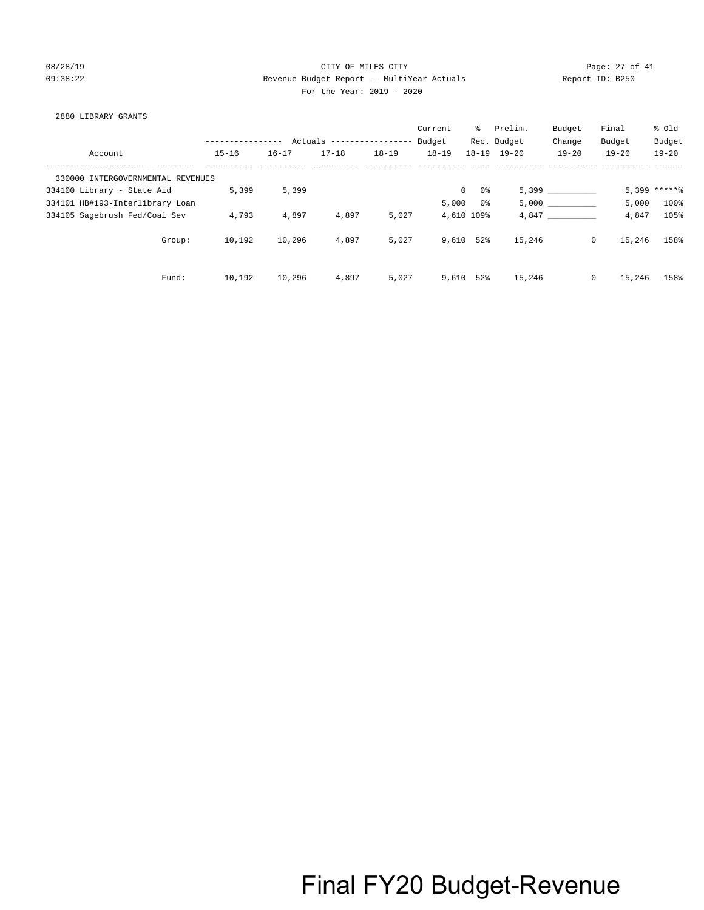CITY OF MILES CITY

Revenue Budget Report -- MultiYear Actuals

For the Year: 2019 - 2020

2880 LIBRARY GRANTS

| Account | Actuals 15-16 | Actuals 16-17 | Actuals 17-18 | Actuals 18-19 | Current Budget 18-19 | % Rec. 18-19 | Prelim. Budget 19-20 | Budget Change 19-20 | Final Budget 19-20 | % Old Budget 19-20 |
|---|---|---|---|---|---|---|---|---|---|---|
| 330000 INTERGOVERNMENTAL REVENUES | | | | | | | | | | |
| 334100 Library - State Aid | 5,399 | 5,399 | | | 0 | 0% | 5,399 | __________ | 5,399 | *****% |
| 334101 HB#193-Interlibrary Loan | | | | | 5,000 | 0% | 5,000 | __________ | 5,000 | 100% |
| 334105 Sagebrush Fed/Coal Sev | 4,793 | 4,897 | 4,897 | 5,027 | 4,610 | 109% | 4,847 | __________ | 4,847 | 105% |
| Group: | 10,192 | 10,296 | 4,897 | 5,027 | 9,610 | 52% | 15,246 | 0 | 15,246 | 158% |
| Fund: | 10,192 | 10,296 | 4,897 | 5,027 | 9,610 | 52% | 15,246 | 0 | 15,246 | 158% |

Final FY20 Budget-Revenue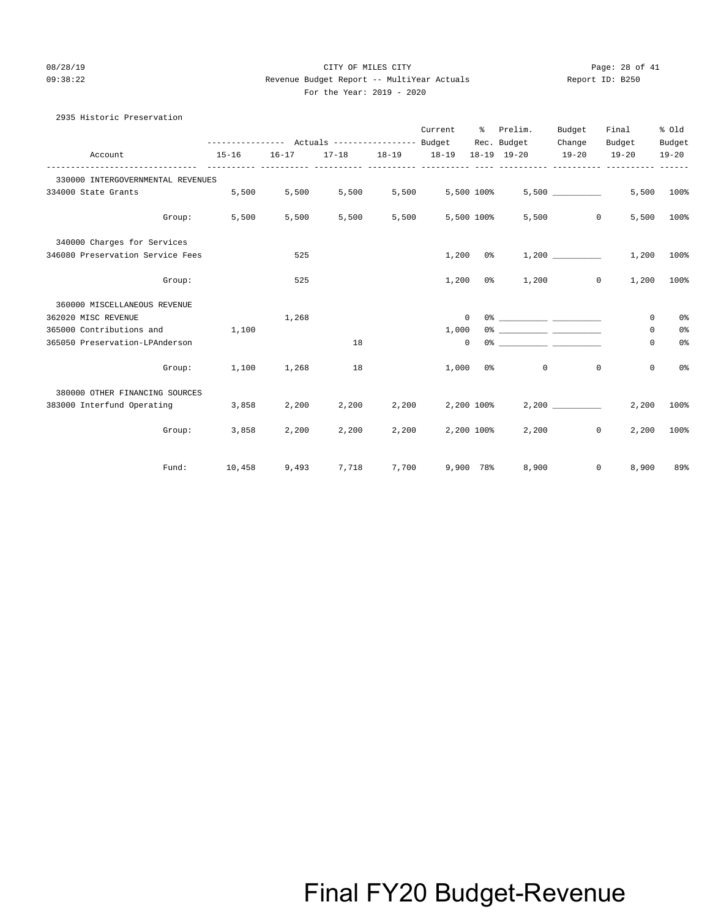CITY OF MILES CITY

Revenue Budget Report -- MultiYear Actuals

For the Year: 2019 - 2020

2935 Historic Preservation

| Account | Actuals 15-16 | Actuals 16-17 | Actuals 17-18 | Actuals 18-19 | Current Budget 18-19 | % Rec. 18-19 | Prelim. Budget 19-20 | Budget Change 19-20 | Final Budget 19-20 | % Old Budget 19-20 |
|---|---|---|---|---|---|---|---|---|---|---|
| 330000 INTERGOVERNMENTAL REVENUES | | | | | | | | | | |
| 334000 State Grants | 5,500 | 5,500 | 5,500 | 5,500 | 5,500 | 100% | 5,500 | __________ | 5,500 | 100% |
| Group: | 5,500 | 5,500 | 5,500 | 5,500 | 5,500 | 100% | 5,500 | 0 | 5,500 | 100% |
| 340000 Charges for Services | | | | | | | | | | |
| 346080 Preservation Service Fees | | 525 | | | 1,200 | 0% | 1,200 | __________ | 1,200 | 100% |
| Group: | | 525 | | | 1,200 | 0% | 1,200 | 0 | 1,200 | 100% |
| 360000 MISCELLANEOUS REVENUE | | | | | | | | | | |
| 362020 MISC REVENUE | | 1,268 | | | 0 | 0% | __________ | __________ | 0 | 0% |
| 365000 Contributions and | 1,100 | | | | 1,000 | 0% | __________ | __________ | 0 | 0% |
| 365050 Preservation-LPAnderson | | | 18 | | 0 | 0% | __________ | __________ | 0 | 0% |
| Group: | 1,100 | 1,268 | 18 | | 1,000 | 0% | 0 | 0 | 0 | 0% |
| 380000 OTHER FINANCING SOURCES | | | | | | | | | | |
| 383000 Interfund Operating | 3,858 | 2,200 | 2,200 | 2,200 | 2,200 | 100% | 2,200 | __________ | 2,200 | 100% |
| Group: | 3,858 | 2,200 | 2,200 | 2,200 | 2,200 | 100% | 2,200 | 0 | 2,200 | 100% |
| Fund: | 10,458 | 9,493 | 7,718 | 7,700 | 9,900 | 78% | 8,900 | 0 | 8,900 | 89% |

Final FY20 Budget-Revenue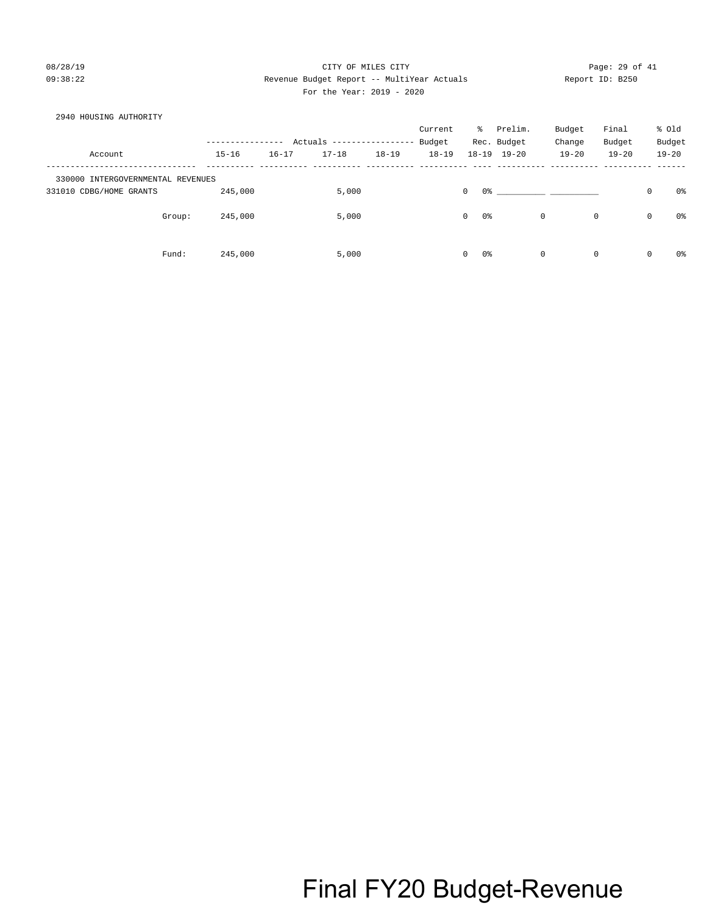CITY OF MILES CITY

Revenue Budget Report -- MultiYear Actuals

For the Year: 2019 - 2020

2940 H0USING AUTHORITY

| Account | Actuals 15-16 | Actuals 16-17 | Actuals 17-18 | Actuals 18-19 | Current Budget 18-19 | % Rec. 18-19 | Prelim. Budget 19-20 | Budget Change 19-20 | Final Budget 19-20 | % Old Budget 19-20 |
|---|---|---|---|---|---|---|---|---|---|---|
| 330000 INTERGOVERNMENTAL REVENUES | | | | | | | | | | |
| 331010 CDBG/HOME GRANTS | 245,000 | | 5,000 | | 0 | 0% | __________ | __________ | 0 | 0% |
| Group: | 245,000 | | 5,000 | | 0 | 0% | 0 | 0 | 0 | 0% |
| Fund: | 245,000 | | 5,000 | | 0 | 0% | 0 | 0 | 0 | 0% |

Final FY20 Budget-Revenue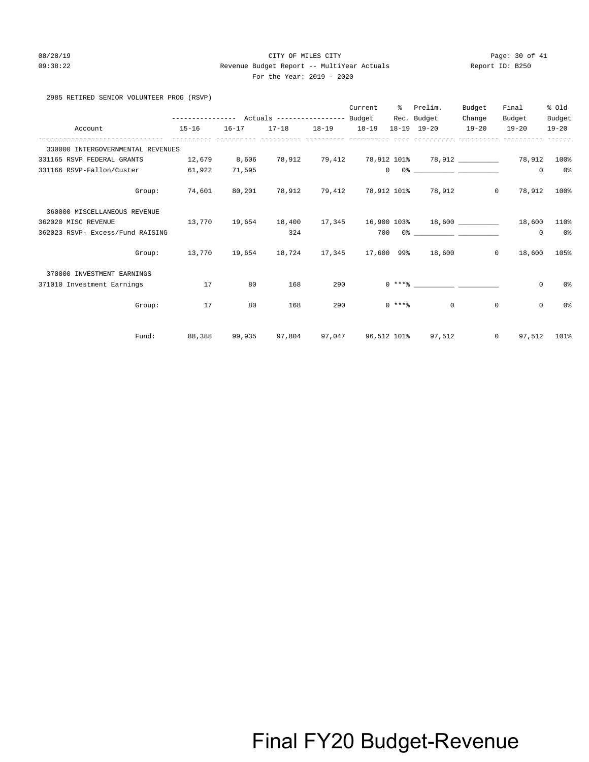CITY OF MILES CITY

Revenue Budget Report -- MultiYear Actuals

Report ID: B250

For the Year: 2019 - 2020

08/28/19
09:38:22

2985 RETIRED SENIOR VOLUNTEER PROG (RSVP)

| Account | Actuals 15-16 | Actuals 16-17 | Actuals 17-18 | Actuals 18-19 | Current Budget 18-19 | % Rec. 18-19 | Prelim. Budget 19-20 | Budget Change 19-20 | Final Budget 19-20 | % Old Budget 19-20 |
|---|---|---|---|---|---|---|---|---|---|---|
| 330000 INTERGOVERNMENTAL REVENUES | | | | | | | | | | |
| 331165 RSVP FEDERAL GRANTS | 12,679 | 8,606 | 78,912 | 79,412 | 78,912 | 101% | 78,912 | __________ | 78,912 | 100% |
| 331166 RSVP-Fallon/Custer | 61,922 | 71,595 | | | 0 | 0% | __________ | __________ | 0 | 0% |
| Group: | 74,601 | 80,201 | 78,912 | 79,412 | 78,912 | 101% | 78,912 | 0 | 78,912 | 100% |
| 360000 MISCELLANEOUS REVENUE | | | | | | | | | | |
| 362020 MISC REVENUE | 13,770 | 19,654 | 18,400 | 17,345 | 16,900 | 103% | 18,600 | __________ | 18,600 | 110% |
| 362023 RSVP- Excess/Fund RAISING | | | 324 | | 700 | 0% | __________ | __________ | 0 | 0% |
| Group: | 13,770 | 19,654 | 18,724 | 17,345 | 17,600 | 99% | 18,600 | 0 | 18,600 | 105% |
| 370000 INVESTMENT EARNINGS | | | | | | | | | | |
| 371010 Investment Earnings | 17 | 80 | 168 | 290 | 0 | ***% | __________ | __________ | 0 | 0% |
| Group: | 17 | 80 | 168 | 290 | 0 | ***% | 0 | 0 | 0 | 0% |
| Fund: | 88,388 | 99,935 | 97,804 | 97,047 | 96,512 | 101% | 97,512 | 0 | 97,512 | 101% |

Final FY20 Budget-Revenue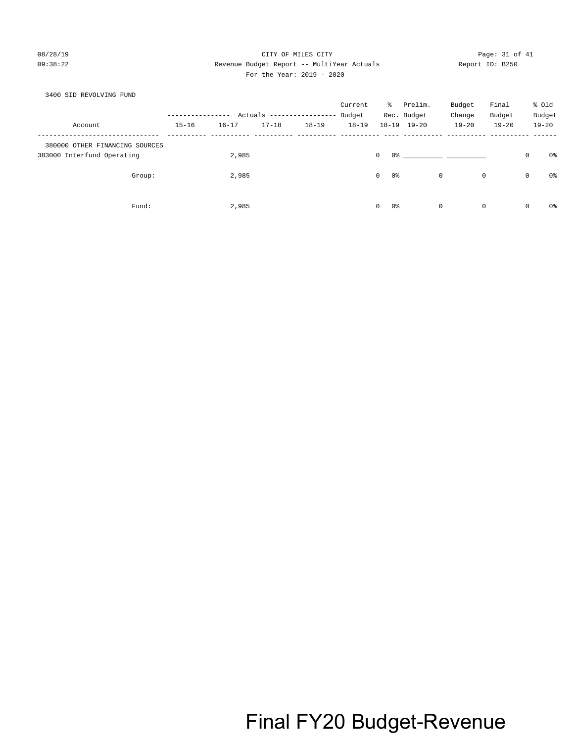3400 SID REVOLVING FUND

| Account | 15-16 | 16-17 | 17-18 | 18-19 | Current Budget 18-19 | % Rec. 18-19 | Prelim. Budget 19-20 | Budget Change 19-20 | Final Budget 19-20 | % Old Budget 19-20 |
|---|---|---|---|---|---|---|---|---|---|---|
| 380000 OTHER FINANCING SOURCES | | | | | | | | | | |
| 383000 Interfund Operating | | 2,985 | | | 0 | 0% | __________ | __________ | 0 | 0% |
| Group: | | 2,985 | | | 0 | 0% | 0 | 0 | 0 | 0% |
| Fund: | | 2,985 | | | 0 | 0% | 0 | 0 | 0 | 0% |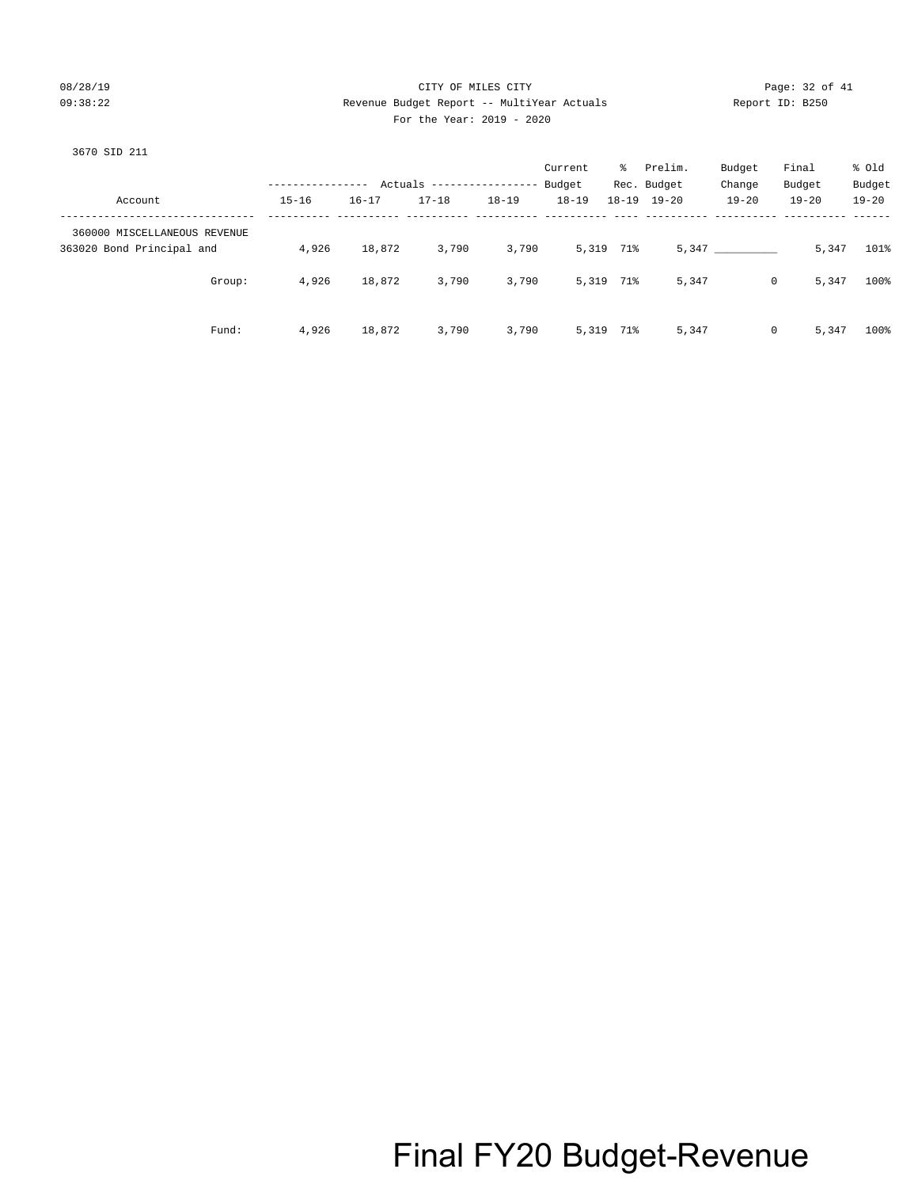CITY OF MILES CITY

Revenue Budget Report -- MultiYear Actuals

For the Year: 2019 - 2020

08/28/19 09:38:22 Report ID: B250

3670 SID 211

| Account | Actuals 15-16 | Actuals 16-17 | Actuals 17-18 | Actuals 18-19 | Current Budget 18-19 | % Rec. 18-19 | Prelim. Budget 19-20 | Budget Change 19-20 | Final Budget 19-20 | % Old Budget 19-20 |
|---|---|---|---|---|---|---|---|---|---|---|
| 360000 MISCELLANEOUS REVENUE | | | | | | | | | | |
| 363020 Bond Principal and | 4,926 | 18,872 | 3,790 | 3,790 | 5,319 | 71% | 5,347 | __________ | 5,347 | 101% |
| Group: | 4,926 | 18,872 | 3,790 | 3,790 | 5,319 | 71% | 5,347 | 0 | 5,347 | 100% |
| Fund: | 4,926 | 18,872 | 3,790 | 3,790 | 5,319 | 71% | 5,347 | 0 | 5,347 | 100% |

Final FY20 Budget-Revenue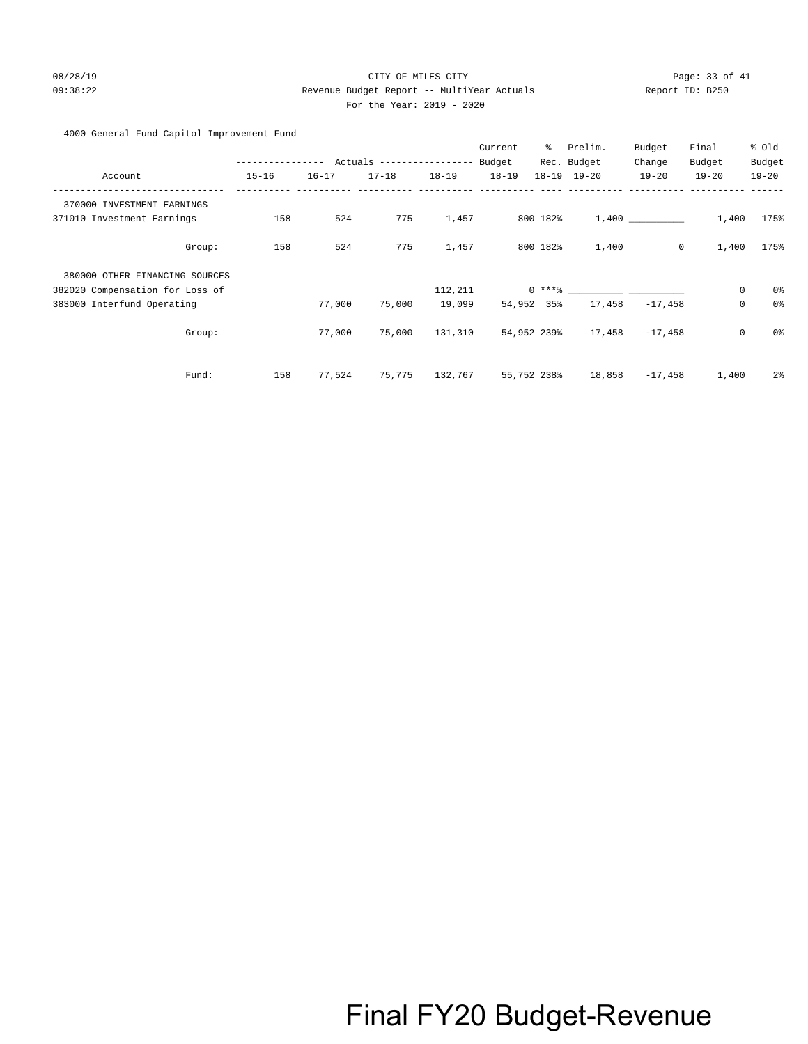## 4000 General Fund Capitol Improvement Fund

| Account | Actuals 15-16 | Actuals 16-17 | Actuals 17-18 | Actuals 18-19 | Current Budget 18-19 | % Rec. 18-19 | Prelim. Budget 19-20 | Budget Change 19-20 | Final Budget 19-20 | % Old Budget 19-20 |
|---|---|---|---|---|---|---|---|---|---|---|
| **370000 INVESTMENT EARNINGS** | | | | | | | | | | |
| 371010 Investment Earnings | 158 | 524 | 775 | 1,457 | 800 | 182% | 1,400 | __________ | 1,400 | 175% |
| Group: | 158 | 524 | 775 | 1,457 | 800 | 182% | 1,400 | 0 | 1,400 | 175% |
| **380000 OTHER FINANCING SOURCES** | | | | | | | | | | |
| 382020 Compensation for Loss of | | | | 112,211 | 0 | ***% | __________ | __________ | 0 | 0% |
| 383000 Interfund Operating | | 77,000 | 75,000 | 19,099 | 54,952 | 35% | 17,458 | -17,458 | 0 | 0% |
| Group: | | 77,000 | 75,000 | 131,310 | 54,952 | 239% | 17,458 | -17,458 | 0 | 0% |
| Fund: | 158 | 77,524 | 75,775 | 132,767 | 55,752 | 238% | 18,858 | -17,458 | 1,400 | 2% |

Final FY20 Budget-Revenue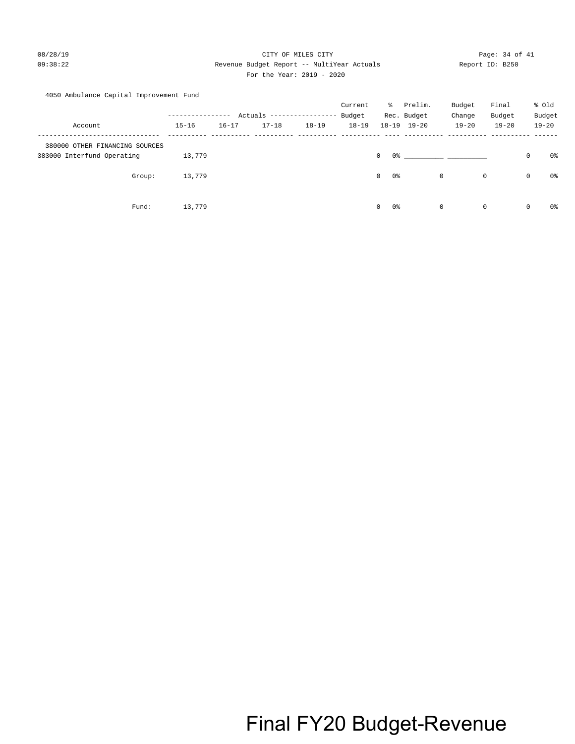CITY OF MILES CITY

Revenue Budget Report -- MultiYear Actuals

For the Year: 2019 - 2020

4050 Ambulance Capital Improvement Fund

| Account | Actuals 15-16 | Actuals 16-17 | Actuals 17-18 | Actuals 18-19 | Current Budget 18-19 | % Rec. 18-19 | Prelim. Budget 19-20 | Budget Change 19-20 | Final Budget 19-20 | % Old Budget 19-20 |
|---|---|---|---|---|---|---|---|---|---|---|
| 380000 OTHER FINANCING SOURCES | | | | | | | | | | |
| 383000 Interfund Operating | 13,779 | | | | 0 | 0% | __________ | __________ | 0 | 0% |
| Group: | 13,779 | | | | 0 | 0% | 0 | 0 | 0 | 0% |
| Fund: | 13,779 | | | | 0 | 0% | 0 | 0 | 0 | 0% |

Final FY20 Budget-Revenue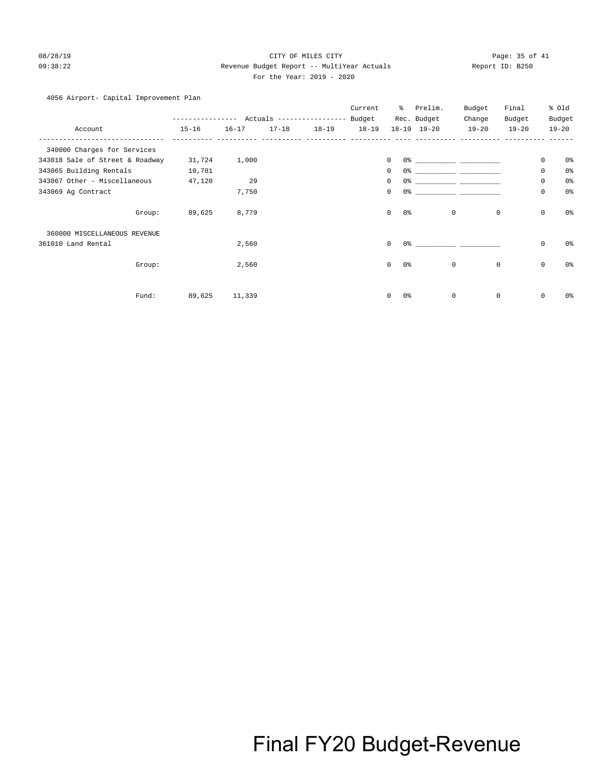CITY OF MILES CITY

Revenue Budget Report -- MultiYear Actuals

Report ID: B250

For the Year: 2019 - 2020

08/28/19

09:38:22

## 4056 Airport- Capital Improvement Plan

| Account | Actuals 15-16 | Actuals 16-17 | Actuals 17-18 | Actuals 18-19 | Current Budget 18-19 | % Rec. 18-19 | Prelim. Budget 19-20 | Budget Change 19-20 | Final Budget 19-20 | % Old Budget 19-20 |
|---|---|---|---|---|---|---|---|---|---|---|
| **340000 Charges for Services** | | | | | | | | | | |
| 343018 Sale of Street & Roadway | 31,724 | 1,000 | | | 0 | 0% | ___________ | ___________ | 0 | 0% |
| 343065 Building Rentals | 10,781 | | | | 0 | 0% | ___________ | ___________ | 0 | 0% |
| 343067 Other - Miscellaneous | 47,120 | 29 | | | 0 | 0% | ___________ | ___________ | 0 | 0% |
| 343069 Ag Contract | | 7,750 | | | 0 | 0% | ___________ | ___________ | 0 | 0% |
| Group: | 89,625 | 8,779 | | | 0 | 0% | 0 | 0 | 0 | 0% |
| **360000 MISCELLANEOUS REVENUE** | | | | | | | | | | |
| 361010 Land Rental | | 2,560 | | | 0 | 0% | ___________ | ___________ | 0 | 0% |
| Group: | | 2,560 | | | 0 | 0% | 0 | 0 | 0 | 0% |
| Fund: | 89,625 | 11,339 | | | 0 | 0% | 0 | 0 | 0 | 0% |

Final FY20 Budget-Revenue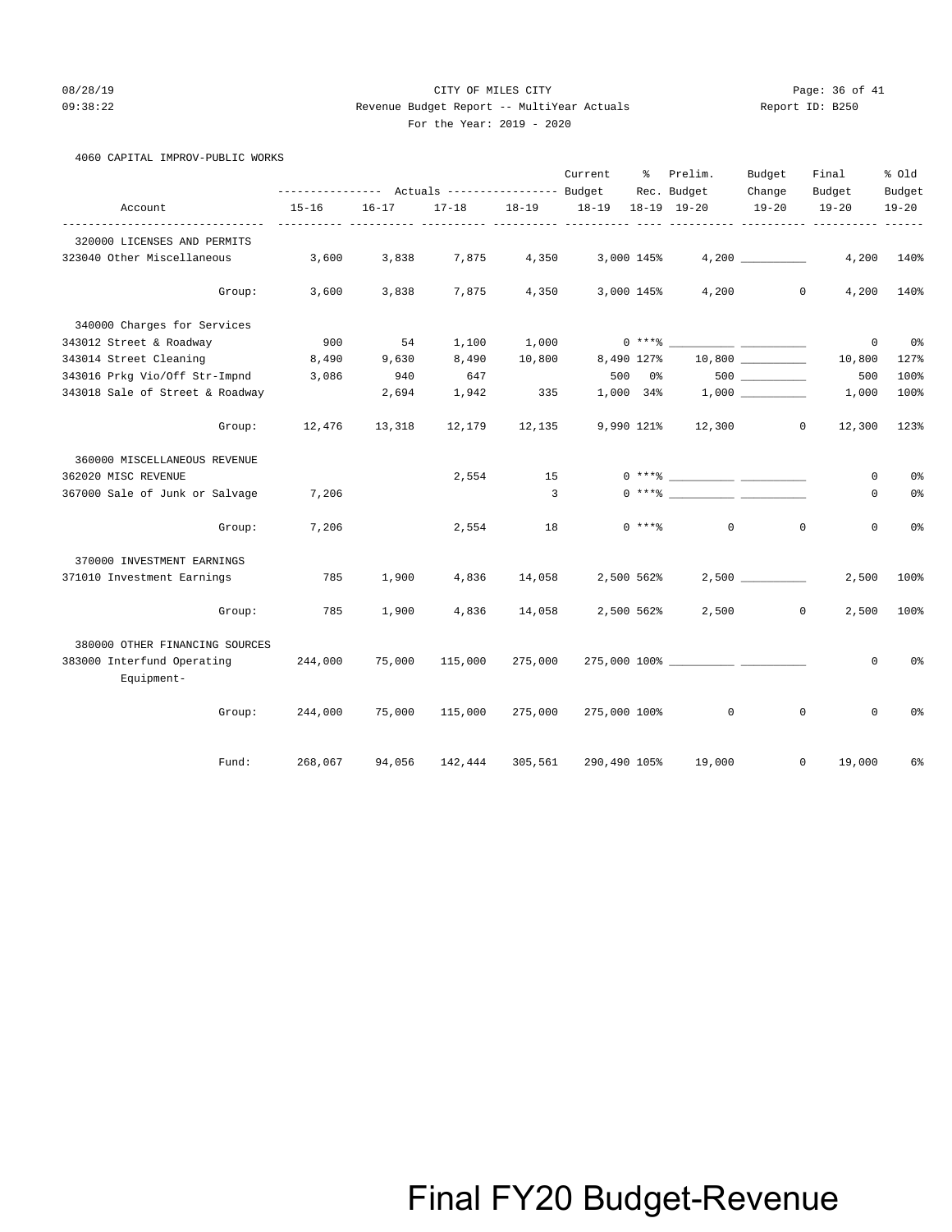CITY OF MILES CITY

Revenue Budget Report -- MultiYear Actuals

For the Year: 2019 - 2020

4060 CAPITAL IMPROV-PUBLIC WORKS

| Account | Actuals 15-16 | Actuals 16-17 | Actuals 17-18 | Actuals 18-19 | Current Budget 18-19 | % Rec. 18-19 | Prelim. Budget 19-20 | Budget Change 19-20 | Final Budget 19-20 | % Old Budget 19-20 |
|---|---|---|---|---|---|---|---|---|---|---|
| **320000 LICENSES AND PERMITS** | | | | | | | | | | |
| 323040 Other Miscellaneous | 3,600 | 3,838 | 7,875 | 4,350 | 3,000 | 145% | 4,200 | __________ | 4,200 | 140% |
| Group: | 3,600 | 3,838 | 7,875 | 4,350 | 3,000 | 145% | 4,200 | 0 | 4,200 | 140% |
| **340000 Charges for Services** | | | | | | | | | | |
| 343012 Street & Roadway | 900 | 54 | 1,100 | 1,000 | 0 | ***% | __________ | __________ | 0 | 0% |
| 343014 Street Cleaning | 8,490 | 9,630 | 8,490 | 10,800 | 8,490 | 127% | 10,800 | __________ | 10,800 | 127% |
| 343016 Prkg Vio/Off Str-Impnd | 3,086 | 940 | 647 | | 500 | 0% | 500 | __________ | 500 | 100% |
| 343018 Sale of Street & Roadway | | 2,694 | 1,942 | 335 | 1,000 | 34% | 1,000 | __________ | 1,000 | 100% |
| Group: | 12,476 | 13,318 | 12,179 | 12,135 | 9,990 | 121% | 12,300 | 0 | 12,300 | 123% |
| **360000 MISCELLANEOUS REVENUE** | | | | | | | | | | |
| 362020 MISC REVENUE | | | 2,554 | 15 | 0 | ***% | __________ | __________ | 0 | 0% |
| 367000 Sale of Junk or Salvage | 7,206 | | | 3 | 0 | ***% | __________ | __________ | 0 | 0% |
| Group: | 7,206 | | 2,554 | 18 | 0 | ***% | 0 | 0 | 0 | 0% |
| **370000 INVESTMENT EARNINGS** | | | | | | | | | | |
| 371010 Investment Earnings | 785 | 1,900 | 4,836 | 14,058 | 2,500 | 562% | 2,500 | __________ | 2,500 | 100% |
| Group: | 785 | 1,900 | 4,836 | 14,058 | 2,500 | 562% | 2,500 | 0 | 2,500 | 100% |
| **380000 OTHER FINANCING SOURCES** | | | | | | | | | | |
| 383000 Interfund Operating Equipment- | 244,000 | 75,000 | 115,000 | 275,000 | 275,000 | 100% | __________ | __________ | 0 | 0% |
| Group: | 244,000 | 75,000 | 115,000 | 275,000 | 275,000 | 100% | 0 | 0 | 0 | 0% |
| Fund: | 268,067 | 94,056 | 142,444 | 305,561 | 290,490 | 105% | 19,000 | 0 | 19,000 | 6% |

Final FY20 Budget-Revenue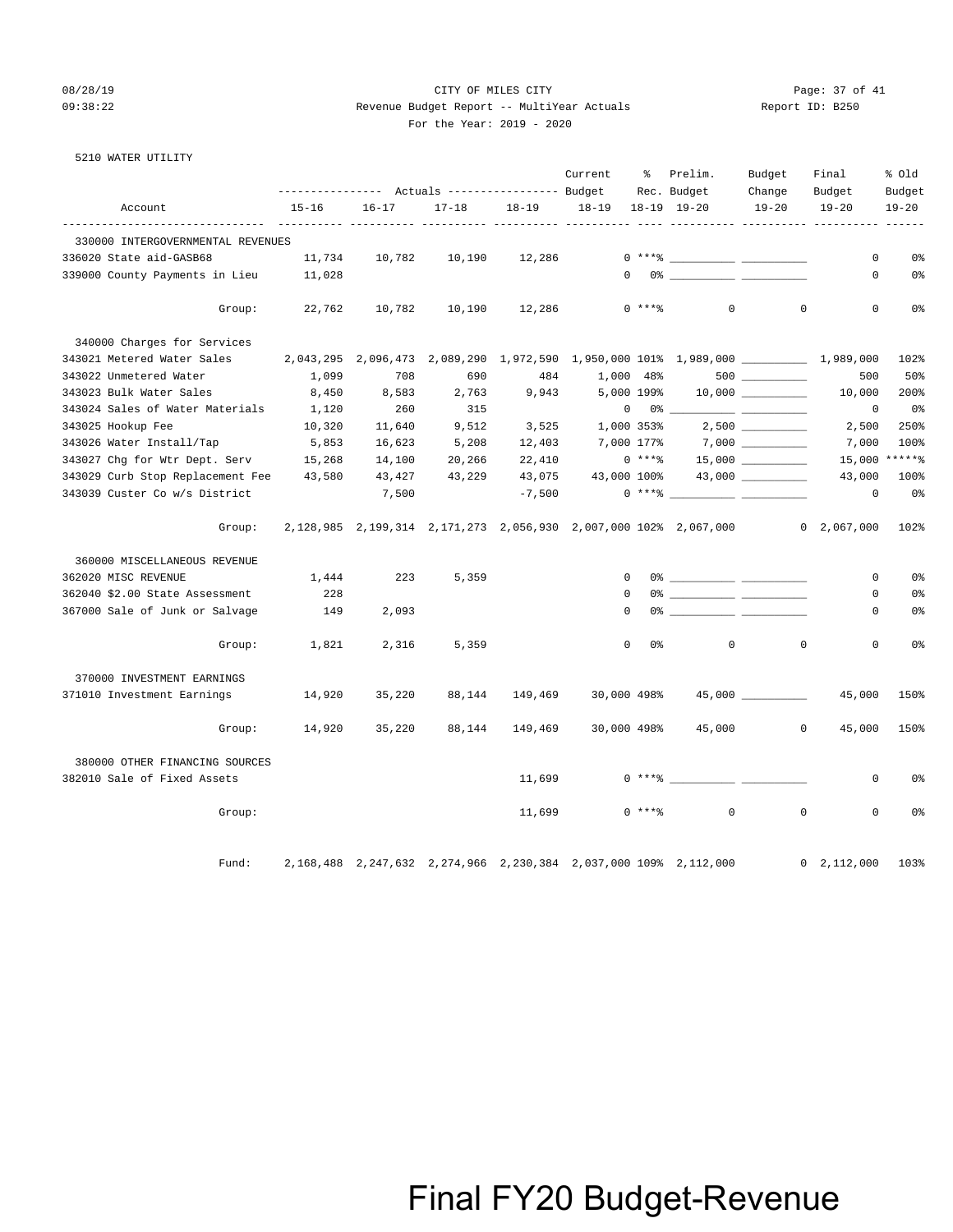CITY OF MILES CITY

Revenue Budget Report -- MultiYear Actuals

For the Year: 2019 - 2020

08/28/19 09:38:22 Report ID: B250

5210 WATER UTILITY

| Account | Actuals 15-16 | Actuals 16-17 | Actuals 17-18 | Actuals 18-19 | Current Budget 18-19 | % Rec. 18-19 | Prelim. Budget 19-20 | Budget Change 19-20 | Final Budget 19-20 | % Old Budget 19-20 |
|---|---|---|---|---|---|---|---|---|---|---|
| **330000 INTERGOVERNMENTAL REVENUES** | | | | | | | | | | |
| 336020 State aid-GASB68 | 11,734 | 10,782 | 10,190 | 12,286 | 0 | ***% | __________ | __________ | 0 | 0% |
| 339000 County Payments in Lieu | 11,028 | | | | 0 | 0% | __________ | __________ | 0 | 0% |
| Group: | 22,762 | 10,782 | 10,190 | 12,286 | 0 | ***% | 0 | 0 | 0 | 0% |
| **340000 Charges for Services** | | | | | | | | | | |
| 343021 Metered Water Sales | 2,043,295 | 2,096,473 | 2,089,290 | 1,972,590 | 1,950,000 | 101% | 1,989,000 | __________ | 1,989,000 | 102% |
| 343022 Unmetered Water | 1,099 | 708 | 690 | 484 | 1,000 | 48% | 500 | __________ | 500 | 50% |
| 343023 Bulk Water Sales | 8,450 | 8,583 | 2,763 | 9,943 | 5,000 | 199% | 10,000 | __________ | 10,000 | 200% |
| 343024 Sales of Water Materials | 1,120 | 260 | 315 | | 0 | 0% | __________ | __________ | 0 | 0% |
| 343025 Hookup Fee | 10,320 | 11,640 | 9,512 | 3,525 | 1,000 | 353% | 2,500 | __________ | 2,500 | 250% |
| 343026 Water Install/Tap | 5,853 | 16,623 | 5,208 | 12,403 | 7,000 | 177% | 7,000 | __________ | 7,000 | 100% |
| 343027 Chg for Wtr Dept. Serv | 15,268 | 14,100 | 20,266 | 22,410 | 0 | ***% | 15,000 | __________ | 15,000 | *****% |
| 343029 Curb Stop Replacement Fee | 43,580 | 43,427 | 43,229 | 43,075 | 43,000 | 100% | 43,000 | __________ | 43,000 | 100% |
| 343039 Custer Co w/s District | | 7,500 | | -7,500 | 0 | ***% | __________ | __________ | 0 | 0% |
| Group: | 2,128,985 | 2,199,314 | 2,171,273 | 2,056,930 | 2,007,000 | 102% | 2,067,000 | 0 | 2,067,000 | 102% |
| **360000 MISCELLANEOUS REVENUE** | | | | | | | | | | |
| 362020 MISC REVENUE | 1,444 | 223 | 5,359 | | 0 | 0% | __________ | __________ | 0 | 0% |
| 362040 $2.00 State Assessment | 228 | | | | 0 | 0% | __________ | __________ | 0 | 0% |
| 367000 Sale of Junk or Salvage | 149 | 2,093 | | | 0 | 0% | __________ | __________ | 0 | 0% |
| Group: | 1,821 | 2,316 | 5,359 | | 0 | 0% | 0 | 0 | 0 | 0% |
| **370000 INVESTMENT EARNINGS** | | | | | | | | | | |
| 371010 Investment Earnings | 14,920 | 35,220 | 88,144 | 149,469 | 30,000 | 498% | 45,000 | __________ | 45,000 | 150% |
| Group: | 14,920 | 35,220 | 88,144 | 149,469 | 30,000 | 498% | 45,000 | 0 | 45,000 | 150% |
| **380000 OTHER FINANCING SOURCES** | | | | | | | | | | |
| 382010 Sale of Fixed Assets | | | | 11,699 | 0 | ***% | __________ | __________ | 0 | 0% |
| Group: | | | | 11,699 | 0 | ***% | 0 | 0 | 0 | 0% |
| Fund: | 2,168,488 | 2,247,632 | 2,274,966 | 2,230,384 | 2,037,000 | 109% | 2,112,000 | 0 | 2,112,000 | 103% |

Final FY20 Budget-Revenue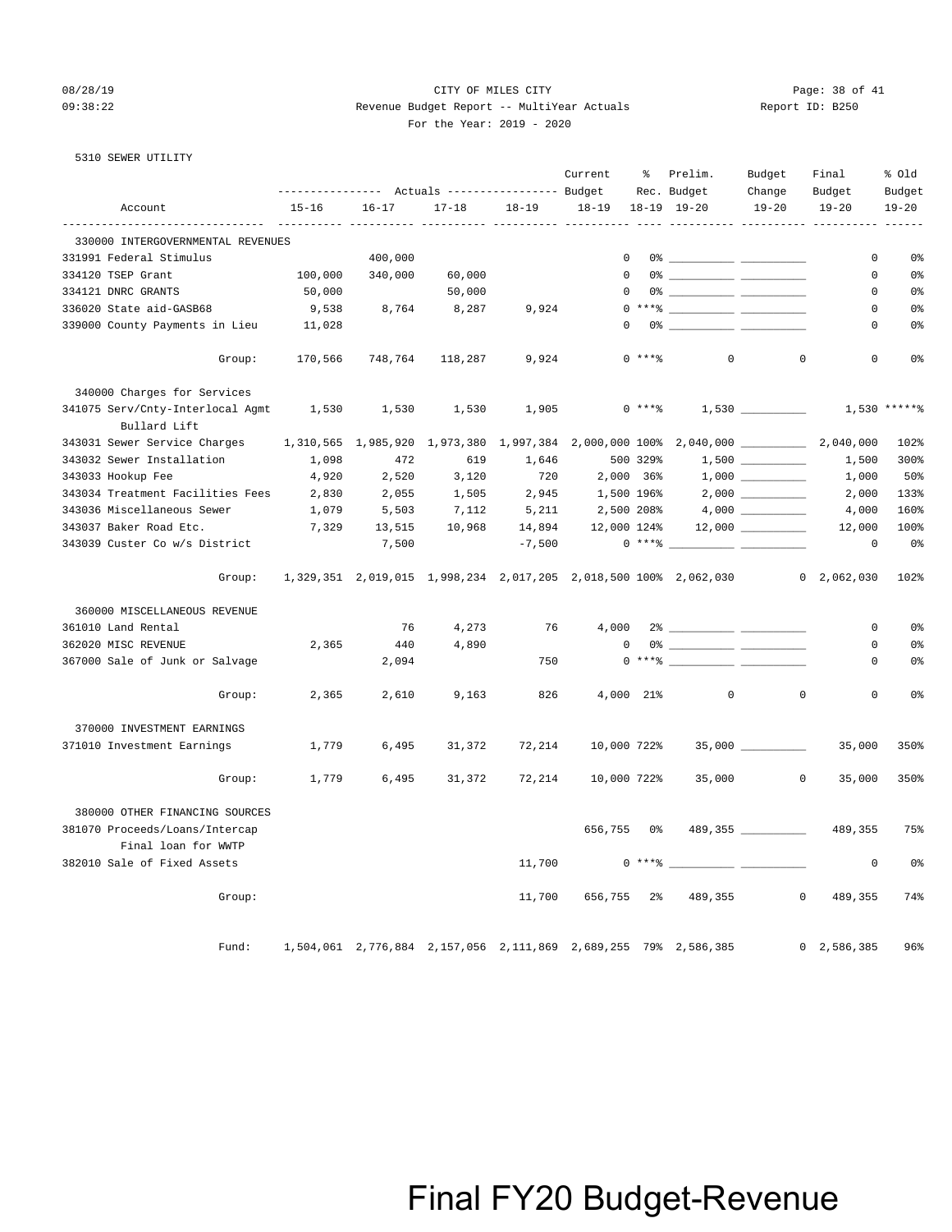CITY OF MILES CITY

Revenue Budget Report -- MultiYear Actuals

Report ID: B250

For the Year: 2019 - 2020

08/28/19 09:38:22

5310 SEWER UTILITY

| Account | Actuals 15-16 | Actuals 16-17 | Actuals 17-18 | Actuals 18-19 | Current Budget 18-19 | % Rec. 18-19 | Prelim. Budget 19-20 | Budget Change 19-20 | Final Budget 19-20 | % Old Budget 19-20 |
|---|---|---|---|---|---|---|---|---|---|---|
| **330000 INTERGOVERNMENTAL REVENUES** | | | | | | | | | | |
| 331991 Federal Stimulus | | 400,000 | | | 0 | 0% | __________ | __________ | 0 | 0% |
| 334120 TSEP Grant | 100,000 | 340,000 | 60,000 | | 0 | 0% | __________ | __________ | 0 | 0% |
| 334121 DNRC GRANTS | 50,000 | | 50,000 | | 0 | 0% | __________ | __________ | 0 | 0% |
| 336020 State aid-GASB68 | 9,538 | 8,764 | 8,287 | 9,924 | 0 | ***% | __________ | __________ | 0 | 0% |
| 339000 County Payments in Lieu | 11,028 | | | | 0 | 0% | __________ | __________ | 0 | 0% |
| Group: | 170,566 | 748,764 | 118,287 | 9,924 | 0 | ***% | 0 | 0 | 0 | 0% |
| **340000 Charges for Services** | | | | | | | | | | |
| 341075 Serv/Cnty-Interlocal Agmt Bullard Lift | 1,530 | 1,530 | 1,530 | 1,905 | 0 | ***% | 1,530 | __________ | 1,530 | *****% |
| 343031 Sewer Service Charges | 1,310,565 | 1,985,920 | 1,973,380 | 1,997,384 | 2,000,000 | 100% | 2,040,000 | __________ | 2,040,000 | 102% |
| 343032 Sewer Installation | 1,098 | 472 | 619 | 1,646 | 500 | 329% | 1,500 | __________ | 1,500 | 300% |
| 343033 Hookup Fee | 4,920 | 2,520 | 3,120 | 720 | 2,000 | 36% | 1,000 | __________ | 1,000 | 50% |
| 343034 Treatment Facilities Fees | 2,830 | 2,055 | 1,505 | 2,945 | 1,500 | 196% | 2,000 | __________ | 2,000 | 133% |
| 343036 Miscellaneous Sewer | 1,079 | 5,503 | 7,112 | 5,211 | 2,500 | 208% | 4,000 | __________ | 4,000 | 160% |
| 343037 Baker Road Etc. | 7,329 | 13,515 | 10,968 | 14,894 | 12,000 | 124% | 12,000 | __________ | 12,000 | 100% |
| 343039 Custer Co w/s District | | 7,500 | | -7,500 | 0 | ***% | __________ | __________ | 0 | 0% |
| Group: | 1,329,351 | 2,019,015 | 1,998,234 | 2,017,205 | 2,018,500 | 100% | 2,062,030 | 0 | 2,062,030 | 102% |
| **360000 MISCELLANEOUS REVENUE** | | | | | | | | | | |
| 361010 Land Rental | | 76 | 4,273 | 76 | 4,000 | 2% | __________ | __________ | 0 | 0% |
| 362020 MISC REVENUE | 2,365 | 440 | 4,890 | | 0 | 0% | __________ | __________ | 0 | 0% |
| 367000 Sale of Junk or Salvage | | 2,094 | | 750 | 0 | ***% | __________ | __________ | 0 | 0% |
| Group: | 2,365 | 2,610 | 9,163 | 826 | 4,000 | 21% | 0 | 0 | 0 | 0% |
| **370000 INVESTMENT EARNINGS** | | | | | | | | | | |
| 371010 Investment Earnings | 1,779 | 6,495 | 31,372 | 72,214 | 10,000 | 722% | 35,000 | __________ | 35,000 | 350% |
| Group: | 1,779 | 6,495 | 31,372 | 72,214 | 10,000 | 722% | 35,000 | 0 | 35,000 | 350% |
| **380000 OTHER FINANCING SOURCES** | | | | | | | | | | |
| 381070 Proceeds/Loans/Intercap Final loan for WWTP | | | | | 656,755 | 0% | 489,355 | __________ | 489,355 | 75% |
| 382010 Sale of Fixed Assets | | | | 11,700 | 0 | ***% | __________ | __________ | 0 | 0% |
| Group: | | | | 11,700 | 656,755 | 2% | 489,355 | 0 | 489,355 | 74% |
| Fund: | 1,504,061 | 2,776,884 | 2,157,056 | 2,111,869 | 2,689,255 | 79% | 2,586,385 | 0 | 2,586,385 | 96% |

# Final FY20 Budget-Revenue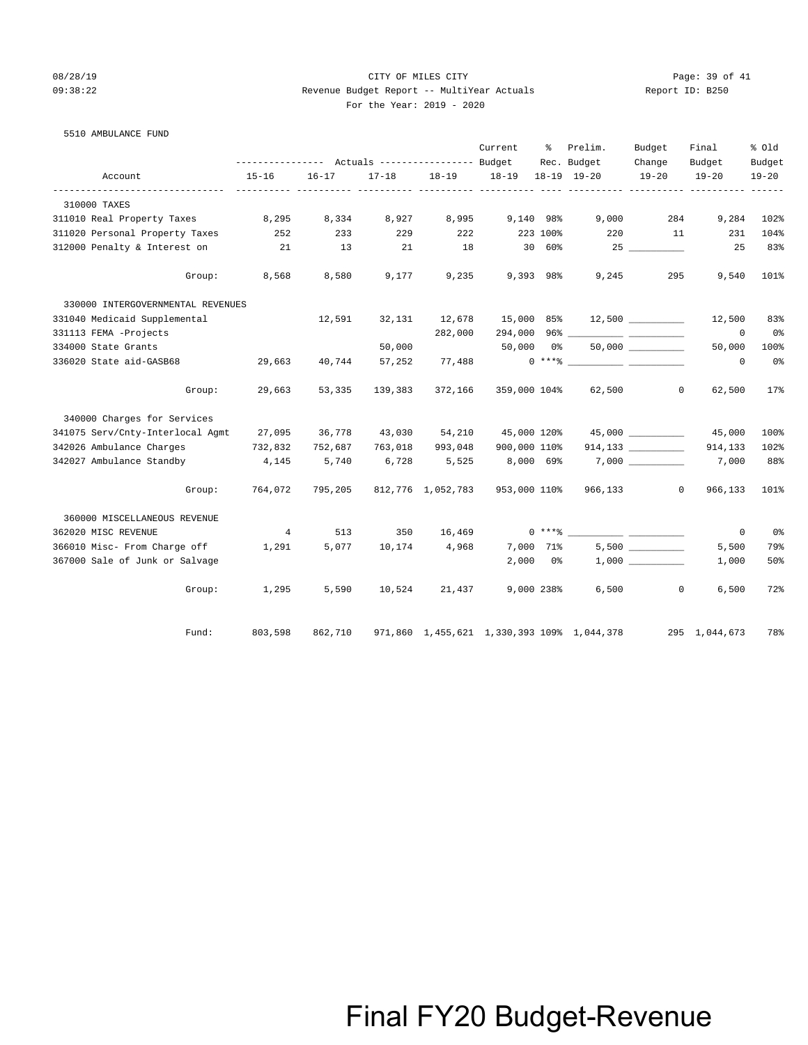CITY OF MILES CITY

Revenue Budget Report -- MultiYear Actuals

For the Year: 2019 - 2020

5510 AMBULANCE FUND

| Account | Actuals 15-16 | Actuals 16-17 | Actuals 17-18 | Actuals 18-19 | Current Budget 18-19 | % Rec. 18-19 | Prelim. Budget 19-20 | Budget Change 19-20 | Final Budget 19-20 | % Old Budget 19-20 |
|---|---|---|---|---|---|---|---|---|---|---|
| **310000 TAXES** | | | | | | | | | | |
| 311010 Real Property Taxes | 8,295 | 8,334 | 8,927 | 8,995 | 9,140 | 98% | 9,000 | 284 | 9,284 | 102% |
| 311020 Personal Property Taxes | 252 | 233 | 229 | 222 | 223 | 100% | 220 | 11 | 231 | 104% |
| 312000 Penalty & Interest on | 21 | 13 | 21 | 18 | 30 | 60% | 25 | __________ | 25 | 83% |
| Group: | 8,568 | 8,580 | 9,177 | 9,235 | 9,393 | 98% | 9,245 | 295 | 9,540 | 101% |
| **330000 INTERGOVERNMENTAL REVENUES** | | | | | | | | | | |
| 331040 Medicaid Supplemental | | 12,591 | 32,131 | 12,678 | 15,000 | 85% | 12,500 | __________ | 12,500 | 83% |
| 331113 FEMA -Projects | | | | 282,000 | 294,000 | 96% | __________ | __________ | 0 | 0% |
| 334000 State Grants | | | 50,000 | | 50,000 | 0% | 50,000 | __________ | 50,000 | 100% |
| 336020 State aid-GASB68 | 29,663 | 40,744 | 57,252 | 77,488 | 0 | ***% | __________ | __________ | 0 | 0% |
| Group: | 29,663 | 53,335 | 139,383 | 372,166 | 359,000 | 104% | 62,500 | 0 | 62,500 | 17% |
| **340000 Charges for Services** | | | | | | | | | | |
| 341075 Serv/Cnty-Interlocal Agmt | 27,095 | 36,778 | 43,030 | 54,210 | 45,000 | 120% | 45,000 | __________ | 45,000 | 100% |
| 342026 Ambulance Charges | 732,832 | 752,687 | 763,018 | 993,048 | 900,000 | 110% | 914,133 | __________ | 914,133 | 102% |
| 342027 Ambulance Standby | 4,145 | 5,740 | 6,728 | 5,525 | 8,000 | 69% | 7,000 | __________ | 7,000 | 88% |
| Group: | 764,072 | 795,205 | 812,776 | 1,052,783 | 953,000 | 110% | 966,133 | 0 | 966,133 | 101% |
| **360000 MISCELLANEOUS REVENUE** | | | | | | | | | | |
| 362020 MISC REVENUE | 4 | 513 | 350 | 16,469 | 0 | ***% | __________ | __________ | 0 | 0% |
| 366010 Misc- From Charge off | 1,291 | 5,077 | 10,174 | 4,968 | 7,000 | 71% | 5,500 | __________ | 5,500 | 79% |
| 367000 Sale of Junk or Salvage | | | | | 2,000 | 0% | 1,000 | __________ | 1,000 | 50% |
| Group: | 1,295 | 5,590 | 10,524 | 21,437 | 9,000 | 238% | 6,500 | 0 | 6,500 | 72% |
| Fund: | 803,598 | 862,710 | 971,860 | 1,455,621 | 1,330,393 | 109% | 1,044,378 | 295 | 1,044,673 | 78% |

# Final FY20 Budget-Revenue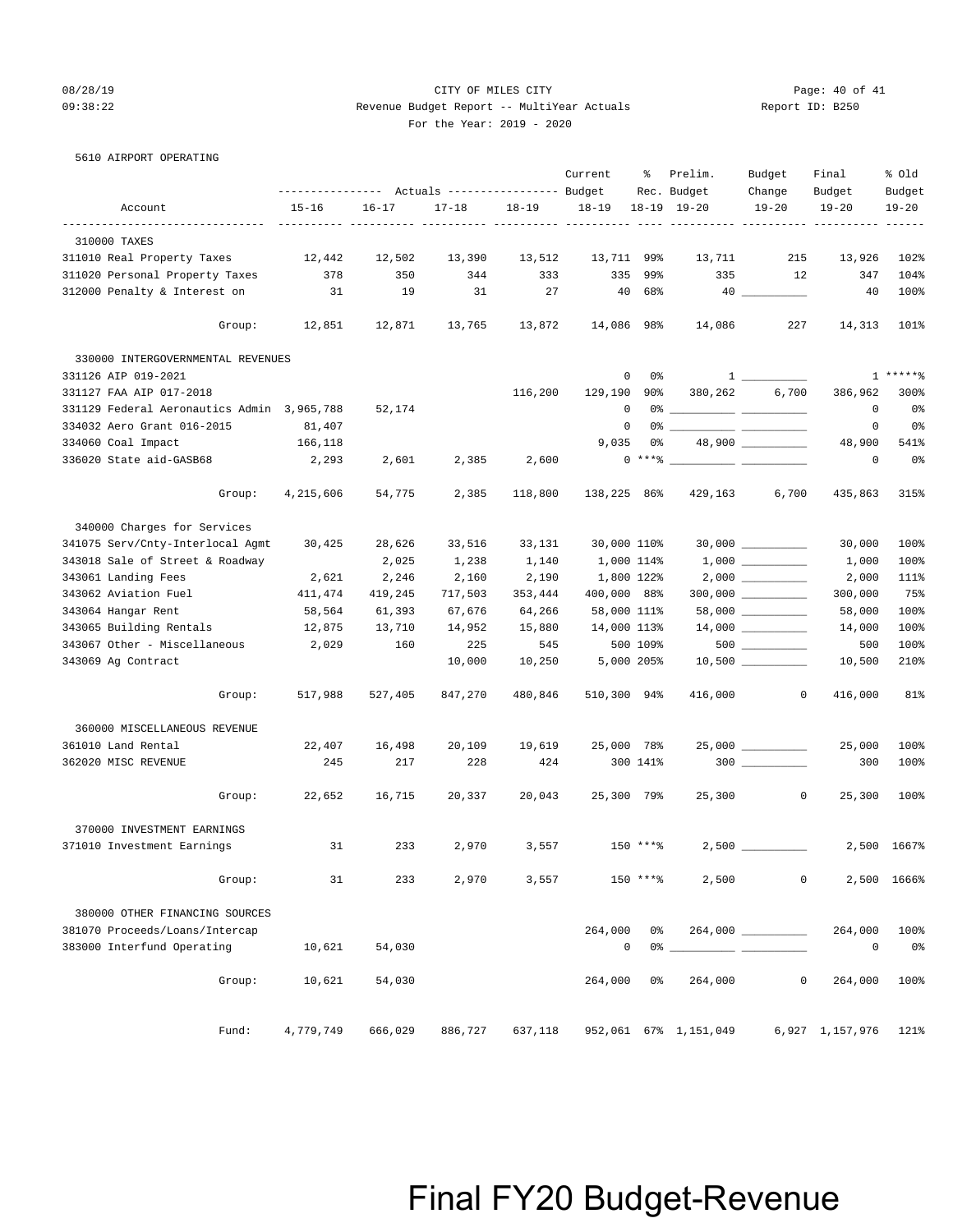CITY OF MILES CITY

Revenue Budget Report -- MultiYear Actuals

For the Year: 2019 - 2020

5610 AIRPORT OPERATING

| Account | Actuals 15-16 | Actuals 16-17 | Actuals 17-18 | Actuals 18-19 | Current Budget 18-19 | % Rec. 18-19 | Prelim. Budget 19-20 | Budget Change 19-20 | Final Budget 19-20 | % Old Budget 19-20 |
|---|---|---|---|---|---|---|---|---|---|---|
| **310000 TAXES** | | | | | | | | | | |
| 311010 Real Property Taxes | 12,442 | 12,502 | 13,390 | 13,512 | 13,711 | 99% | 13,711 | 215 | 13,926 | 102% |
| 311020 Personal Property Taxes | 378 | 350 | 344 | 333 | 335 | 99% | 335 | 12 | 347 | 104% |
| 312000 Penalty & Interest on | 31 | 19 | 31 | 27 | 40 | 68% | 40 | __________ | 40 | 100% |
| Group: | 12,851 | 12,871 | 13,765 | 13,872 | 14,086 | 98% | 14,086 | 227 | 14,313 | 101% |
| **330000 INTERGOVERNMENTAL REVENUES** | | | | | | | | | | |
| 331126 AIP 019-2021 | | | | | 0 | 0% | 1 | __________ | 1 | *****% |
| 331127 FAA AIP 017-2018 | | | | 116,200 | 129,190 | 90% | 380,262 | 6,700 | 386,962 | 300% |
| 331129 Federal Aeronautics Admin | 3,965,788 | 52,174 | | | 0 | 0% | __________ | __________ | 0 | 0% |
| 334032 Aero Grant 016-2015 | 81,407 | | | | 0 | 0% | __________ | __________ | 0 | 0% |
| 334060 Coal Impact | 166,118 | | | | 9,035 | 0% | 48,900 | __________ | 48,900 | 541% |
| 336020 State aid-GASB68 | 2,293 | 2,601 | 2,385 | 2,600 | 0 | ***% | __________ | __________ | 0 | 0% |
| Group: | 4,215,606 | 54,775 | 2,385 | 118,800 | 138,225 | 86% | 429,163 | 6,700 | 435,863 | 315% |
| **340000 Charges for Services** | | | | | | | | | | |
| 341075 Serv/Cnty-Interlocal Agmt | 30,425 | 28,626 | 33,516 | 33,131 | 30,000 | 110% | 30,000 | __________ | 30,000 | 100% |
| 343018 Sale of Street & Roadway | | 2,025 | 1,238 | 1,140 | 1,000 | 114% | 1,000 | __________ | 1,000 | 100% |
| 343061 Landing Fees | 2,621 | 2,246 | 2,160 | 2,190 | 1,800 | 122% | 2,000 | __________ | 2,000 | 111% |
| 343062 Aviation Fuel | 411,474 | 419,245 | 717,503 | 353,444 | 400,000 | 88% | 300,000 | __________ | 300,000 | 75% |
| 343064 Hangar Rent | 58,564 | 61,393 | 67,676 | 64,266 | 58,000 | 111% | 58,000 | __________ | 58,000 | 100% |
| 343065 Building Rentals | 12,875 | 13,710 | 14,952 | 15,880 | 14,000 | 113% | 14,000 | __________ | 14,000 | 100% |
| 343067 Other - Miscellaneous | 2,029 | 160 | 225 | 545 | 500 | 109% | 500 | __________ | 500 | 100% |
| 343069 Ag Contract | | | 10,000 | 10,250 | 5,000 | 205% | 10,500 | __________ | 10,500 | 210% |
| Group: | 517,988 | 527,405 | 847,270 | 480,846 | 510,300 | 94% | 416,000 | 0 | 416,000 | 81% |
| **360000 MISCELLANEOUS REVENUE** | | | | | | | | | | |
| 361010 Land Rental | 22,407 | 16,498 | 20,109 | 19,619 | 25,000 | 78% | 25,000 | __________ | 25,000 | 100% |
| 362020 MISC REVENUE | 245 | 217 | 228 | 424 | 300 | 141% | 300 | __________ | 300 | 100% |
| Group: | 22,652 | 16,715 | 20,337 | 20,043 | 25,300 | 79% | 25,300 | 0 | 25,300 | 100% |
| **370000 INVESTMENT EARNINGS** | | | | | | | | | | |
| 371010 Investment Earnings | 31 | 233 | 2,970 | 3,557 | 150 | ***% | 2,500 | __________ | 2,500 | 1667% |
| Group: | 31 | 233 | 2,970 | 3,557 | 150 | ***% | 2,500 | 0 | 2,500 | 1666% |
| **380000 OTHER FINANCING SOURCES** | | | | | | | | | | |
| 381070 Proceeds/Loans/Intercap | | | | | 264,000 | 0% | 264,000 | __________ | 264,000 | 100% |
| 383000 Interfund Operating | 10,621 | 54,030 | | | 0 | 0% | __________ | __________ | 0 | 0% |
| Group: | 10,621 | 54,030 | | | 264,000 | 0% | 264,000 | 0 | 264,000 | 100% |
| Fund: | 4,779,749 | 666,029 | 886,727 | 637,118 | 952,061 | 67% | 1,151,049 | 6,927 | 1,157,976 | 121% |

# Final FY20 Budget-Revenue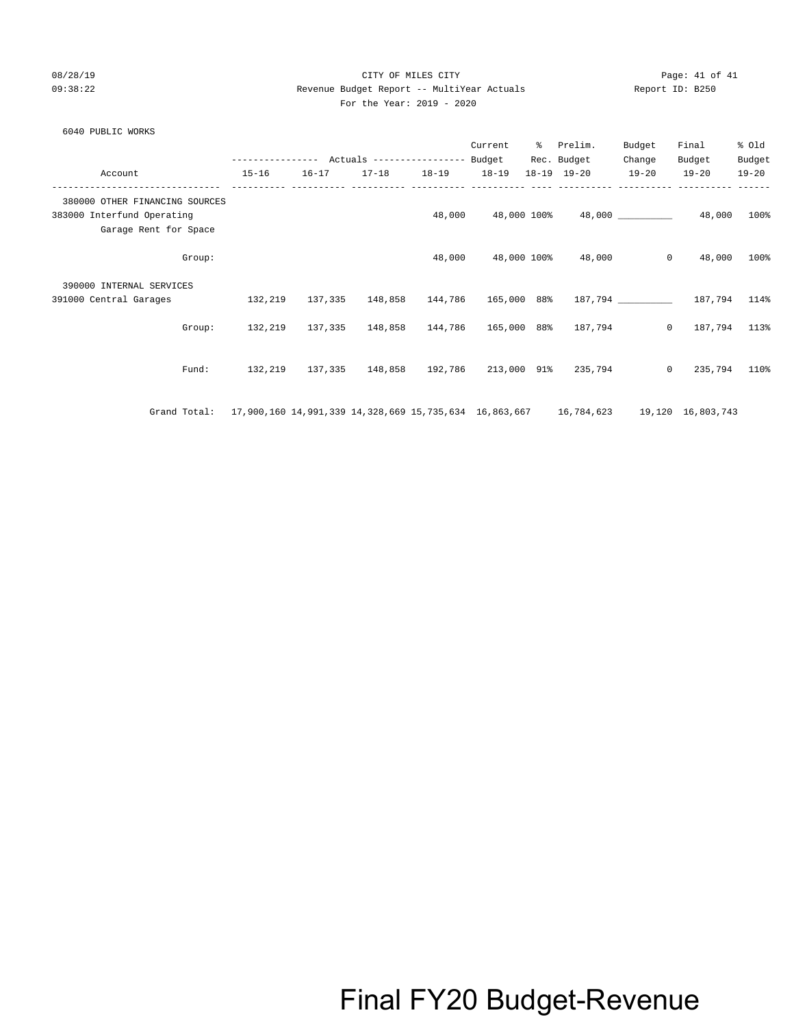CITY OF MILES CITY

Revenue Budget Report -- MultiYear Actuals

For the Year: 2019 - 2020

08/28/19 09:38:22 Report ID: B250

6040 PUBLIC WORKS

| Account | Actuals 15-16 | Actuals 16-17 | Actuals 17-18 | Actuals 18-19 | Current Budget 18-19 | % Rec. 18-19 | Prelim. Budget 19-20 | Budget Change 19-20 | Final Budget 19-20 | % Old Budget 19-20 |
|---|---|---|---|---|---|---|---|---|---|---|
| 380000 OTHER FINANCING SOURCES | | | | | | | | | | |
| 383000 Interfund Operating<br>Garage Rent for Space | | | | 48,000 | 48,000 | 100% | 48,000 | __________ | 48,000 | 100% |
| Group: | | | | 48,000 | 48,000 | 100% | 48,000 | 0 | 48,000 | 100% |
| 390000 INTERNAL SERVICES | | | | | | | | | | |
| 391000 Central Garages | 132,219 | 137,335 | 148,858 | 144,786 | 165,000 | 88% | 187,794 | __________ | 187,794 | 114% |
| Group: | 132,219 | 137,335 | 148,858 | 144,786 | 165,000 | 88% | 187,794 | 0 | 187,794 | 113% |
| Fund: | 132,219 | 137,335 | 148,858 | 192,786 | 213,000 | 91% | 235,794 | 0 | 235,794 | 110% |
| Grand Total: | 17,900,160 | 14,991,339 | 14,328,669 | 15,735,634 | 16,863,667 | | 16,784,623 | 19,120 | 16,803,743 | |

Final FY20 Budget-Revenue